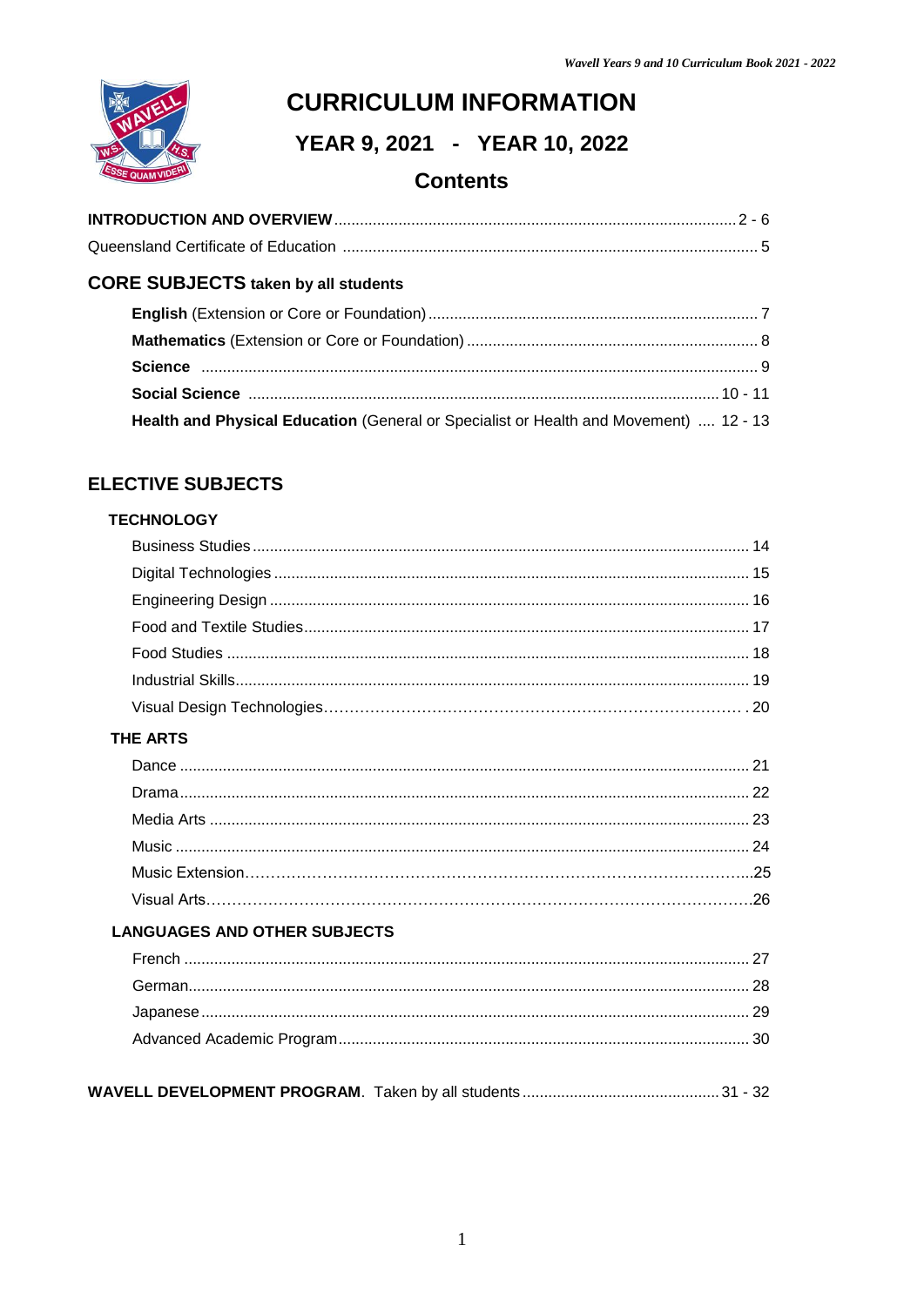# CURRICULUM INFORMATION

## YEAR 9, 2021 - YEAR 10, 2022

## Contents

**INTRODUCTION AND OVERVIEW** ........ 2 - 6

Queensland Certificate of Education ........ 5

### CORE SUBJECTS taken by all students

**English** (Extension or Core or Foundation) ........ 7

**Mathematics** (Extension or Core or Foundation) ........ 8

**Science** ........ 9

**Social Science** ........ 10 - 11

**Health and Physical Education** (General or Specialist or Health and Movement) .... 12 - 13

### ELECTIVE SUBJECTS

#### TECHNOLOGY

Business Studies ........ 14

Digital Technologies ........ 15

Engineering Design ........ 16

Food and Textile Studies ........ 17

Food Studies ........ 18

Industrial Skills ........ 19

Visual Design Technologies ........ 20

#### THE ARTS

Dance ........ 21

Drama ........ 22

Media Arts ........ 23

Music ........ 24

Music Extension ........ 25

Visual Arts ........ 26

#### LANGUAGES AND OTHER SUBJECTS

French ........ 27

German ........ 28

Japanese ........ 29

Advanced Academic Program ........ 30

**WAVELL DEVELOPMENT PROGRAM**. Taken by all students ........ 31 - 32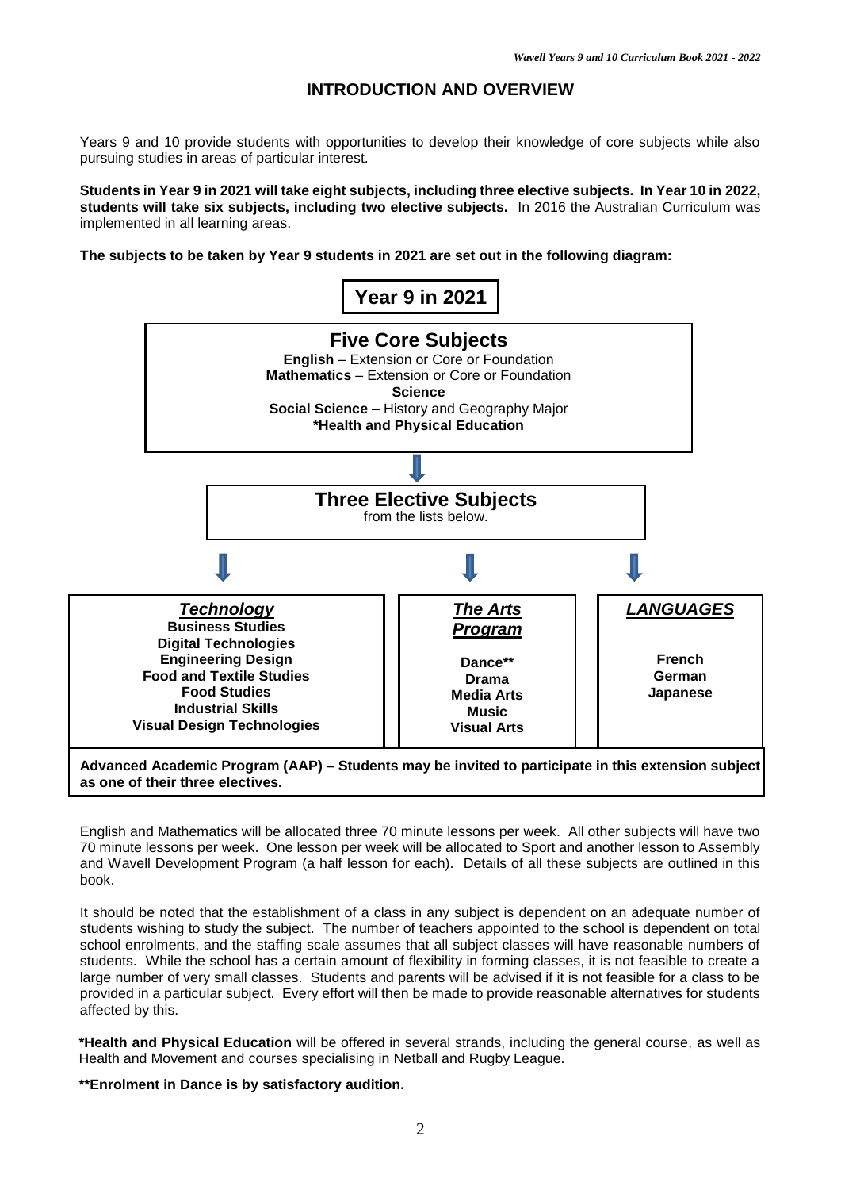# INTRODUCTION AND OVERVIEW

Years 9 and 10 provide students with opportunities to develop their knowledge of core subjects while also pursuing studies in areas of particular interest.

**Students in Year 9 in 2021 will take eight subjects, including three elective subjects. In Year 10 in 2022, students will take six subjects, including two elective subjects.** In 2016 the Australian Curriculum was implemented in all learning areas.

**The subjects to be taken by Year 9 students in 2021 are set out in the following diagram:**

## Year 9 in 2021

### Five Core Subjects

- **English** – Extension or Core or Foundation
- **Mathematics** – Extension or Core or Foundation
- **Science**
- **Social Science** – History and Geography Major
- ***Health and Physical Education**

### Three Elective Subjects

from the lists below.

| *Technology* | *The Arts Program* | *LANGUAGES* |
|---|---|---|
| **Business Studies** | **Dance**** | **French** |
| **Digital Technologies** | **Drama** | **German** |
| **Engineering Design** | **Media Arts** | **Japanese** |
| **Food and Textile Studies** | **Music** | |
| **Food Studies** | **Visual Arts** | |
| **Industrial Skills** | | |
| **Visual Design Technologies** | | |

**Advanced Academic Program (AAP) – Students may be invited to participate in this extension subject as one of their three electives.**

English and Mathematics will be allocated three 70 minute lessons per week. All other subjects will have two 70 minute lessons per week. One lesson per week will be allocated to Sport and another lesson to Assembly and Wavell Development Program (a half lesson for each). Details of all these subjects are outlined in this book.

It should be noted that the establishment of a class in any subject is dependent on an adequate number of students wishing to study the subject. The number of teachers appointed to the school is dependent on total school enrolments, and the staffing scale assumes that all subject classes will have reasonable numbers of students. While the school has a certain amount of flexibility in forming classes, it is not feasible to create a large number of very small classes. Students and parents will be advised if it is not feasible for a class to be provided in a particular subject. Every effort will then be made to provide reasonable alternatives for students affected by this.

***Health and Physical Education** will be offered in several strands, including the general course, as well as Health and Movement and courses specialising in Netball and Rugby League.

****Enrolment in Dance is by satisfactory audition.**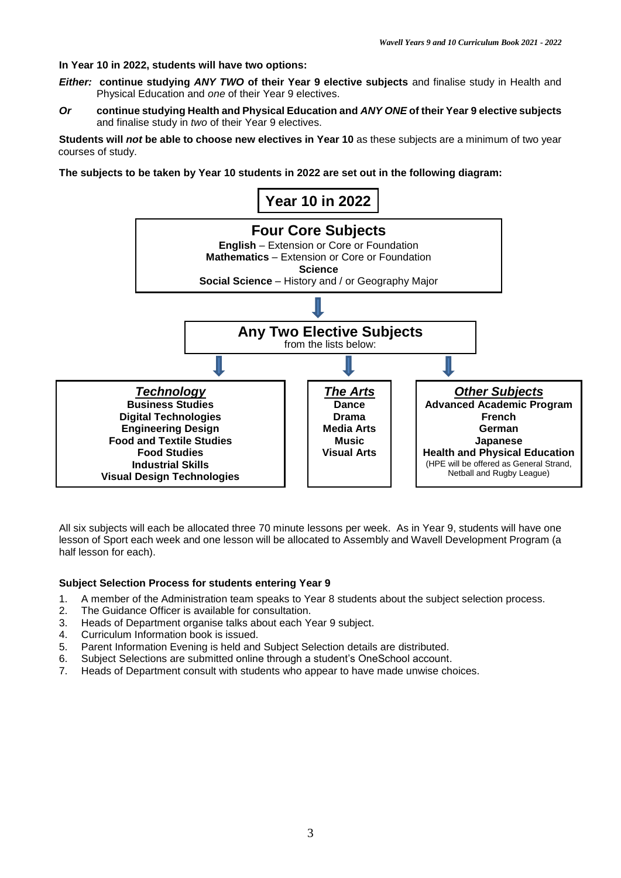**In Year 10 in 2022, students will have two options:**

***Either:*** **continue studying *ANY TWO* of their Year 9 elective subjects** and finalise study in Health and Physical Education and *one* of their Year 9 electives.

***Or*** **continue studying Health and Physical Education and *ANY ONE* of their Year 9 elective subjects** and finalise study in *two* of their Year 9 electives.

**Students will *not* be able to choose new electives in Year 10** as these subjects are a minimum of two year courses of study.

**The subjects to be taken by Year 10 students in 2022 are set out in the following diagram:**

## Year 10 in 2022

### Four Core Subjects

**English** – Extension or Core or Foundation
**Mathematics** – Extension or Core or Foundation
**Science**
**Social Science** – History and / or Geography Major

### Any Two Elective Subjects

from the lists below:

| ***Technology*** | ***The Arts*** | ***Other Subjects*** |
|---|---|---|
| **Business Studies** | **Dance** | **Advanced Academic Program** |
| **Digital Technologies** | **Drama** | **French** |
| **Engineering Design** | **Media Arts** | **German** |
| **Food and Textile Studies** | **Music** | **Japanese** |
| **Food Studies** | **Visual Arts** | **Health and Physical Education** (HPE will be offered as General Strand, Netball and Rugby League) |
| **Industrial Skills** | | |
| **Visual Design Technologies** | | |

All six subjects will each be allocated three 70 minute lessons per week. As in Year 9, students will have one lesson of Sport each week and one lesson will be allocated to Assembly and Wavell Development Program (a half lesson for each).

**Subject Selection Process for students entering Year 9**

1. A member of the Administration team speaks to Year 8 students about the subject selection process.
2. The Guidance Officer is available for consultation.
3. Heads of Department organise talks about each Year 9 subject.
4. Curriculum Information book is issued.
5. Parent Information Evening is held and Subject Selection details are distributed.
6. Subject Selections are submitted online through a student's OneSchool account.
7. Heads of Department consult with students who appear to have made unwise choices.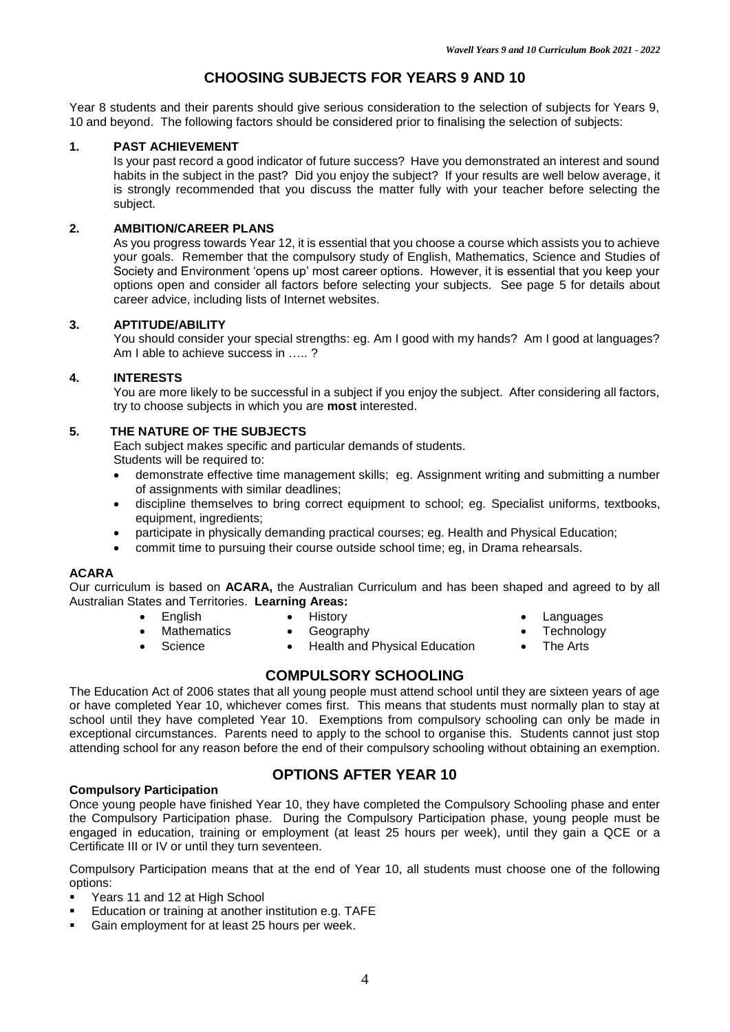# CHOOSING SUBJECTS FOR YEARS 9 AND 10

Year 8 students and their parents should give serious consideration to the selection of subjects for Years 9, 10 and beyond. The following factors should be considered prior to finalising the selection of subjects:

**1. PAST ACHIEVEMENT**

Is your past record a good indicator of future success? Have you demonstrated an interest and sound habits in the subject in the past? Did you enjoy the subject? If your results are well below average, it is strongly recommended that you discuss the matter fully with your teacher before selecting the subject.

**2. AMBITION/CAREER PLANS**

As you progress towards Year 12, it is essential that you choose a course which assists you to achieve your goals. Remember that the compulsory study of English, Mathematics, Science and Studies of Society and Environment 'opens up' most career options. However, it is essential that you keep your options open and consider all factors before selecting your subjects. See page 5 for details about career advice, including lists of Internet websites.

**3. APTITUDE/ABILITY**

You should consider your special strengths: eg. Am I good with my hands? Am I good at languages? Am I able to achieve success in ….. ?

**4. INTERESTS**

You are more likely to be successful in a subject if you enjoy the subject. After considering all factors, try to choose subjects in which you are **most** interested.

**5. THE NATURE OF THE SUBJECTS**

Each subject makes specific and particular demands of students.
Students will be required to:

- demonstrate effective time management skills; eg. Assignment writing and submitting a number of assignments with similar deadlines;
- discipline themselves to bring correct equipment to school; eg. Specialist uniforms, textbooks, equipment, ingredients;
- participate in physically demanding practical courses; eg. Health and Physical Education;
- commit time to pursuing their course outside school time; eg, in Drama rehearsals.

**ACARA**

Our curriculum is based on **ACARA,** the Australian Curriculum and has been shaped and agreed to by all Australian States and Territories. **Learning Areas:**

- English
- Mathematics
- Science
- History
- Geography
- Health and Physical Education
- Languages
- Technology
- The Arts

## COMPULSORY SCHOOLING

The Education Act of 2006 states that all young people must attend school until they are sixteen years of age or have completed Year 10, whichever comes first. This means that students must normally plan to stay at school until they have completed Year 10. Exemptions from compulsory schooling can only be made in exceptional circumstances. Parents need to apply to the school to organise this. Students cannot just stop attending school for any reason before the end of their compulsory schooling without obtaining an exemption.

## OPTIONS AFTER YEAR 10

**Compulsory Participation**

Once young people have finished Year 10, they have completed the Compulsory Schooling phase and enter the Compulsory Participation phase. During the Compulsory Participation phase, young people must be engaged in education, training or employment (at least 25 hours per week), until they gain a QCE or a Certificate III or IV or until they turn seventeen.

Compulsory Participation means that at the end of Year 10, all students must choose one of the following options:

- Years 11 and 12 at High School
- Education or training at another institution e.g. TAFE
- Gain employment for at least 25 hours per week.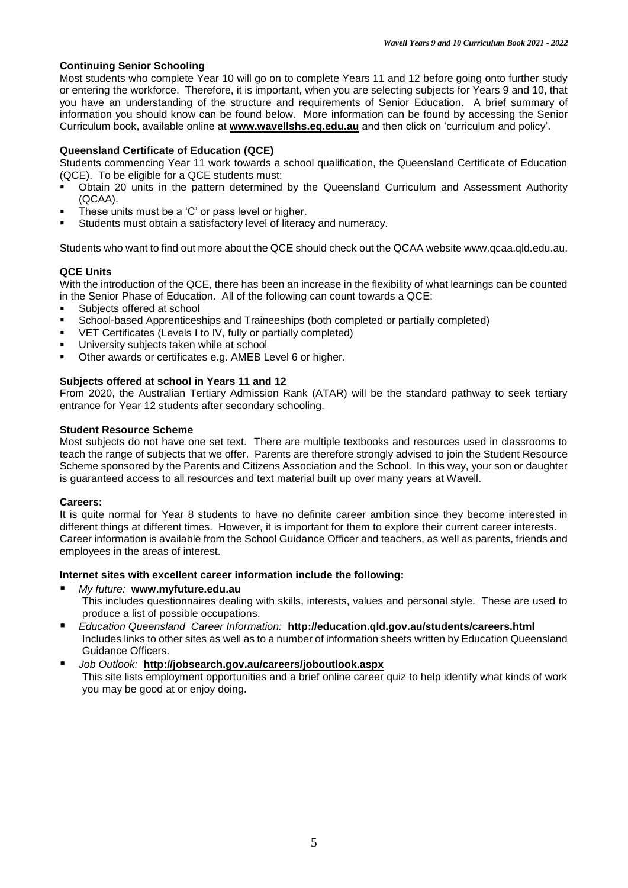## Continuing Senior Schooling

Most students who complete Year 10 will go on to complete Years 11 and 12 before going onto further study or entering the workforce. Therefore, it is important, when you are selecting subjects for Years 9 and 10, that you have an understanding of the structure and requirements of Senior Education. A brief summary of information you should know can be found below. More information can be found by accessing the Senior Curriculum book, available online at **www.wavellshs.eq.edu.au** and then click on 'curriculum and policy'.

## Queensland Certificate of Education (QCE)

Students commencing Year 11 work towards a school qualification, the Queensland Certificate of Education (QCE). To be eligible for a QCE students must:

- Obtain 20 units in the pattern determined by the Queensland Curriculum and Assessment Authority (QCAA).
- These units must be a 'C' or pass level or higher.
- Students must obtain a satisfactory level of literacy and numeracy.

Students who want to find out more about the QCE should check out the QCAA website www.qcaa.qld.edu.au.

## QCE Units

With the introduction of the QCE, there has been an increase in the flexibility of what learnings can be counted in the Senior Phase of Education. All of the following can count towards a QCE:

- Subjects offered at school
- School-based Apprenticeships and Traineeships (both completed or partially completed)
- VET Certificates (Levels I to IV, fully or partially completed)
- University subjects taken while at school
- Other awards or certificates e.g. AMEB Level 6 or higher.

## Subjects offered at school in Years 11 and 12

From 2020, the Australian Tertiary Admission Rank (ATAR) will be the standard pathway to seek tertiary entrance for Year 12 students after secondary schooling.

## Student Resource Scheme

Most subjects do not have one set text. There are multiple textbooks and resources used in classrooms to teach the range of subjects that we offer. Parents are therefore strongly advised to join the Student Resource Scheme sponsored by the Parents and Citizens Association and the School. In this way, your son or daughter is guaranteed access to all resources and text material built up over many years at Wavell.

## Careers:

It is quite normal for Year 8 students to have no definite career ambition since they become interested in different things at different times. However, it is important for them to explore their current career interests.
Career information is available from the School Guidance Officer and teachers, as well as parents, friends and employees in the areas of interest.

### Internet sites with excellent career information include the following:

- *My future:* **www.myfuture.edu.au**
  This includes questionnaires dealing with skills, interests, values and personal style. These are used to produce a list of possible occupations.
- *Education Queensland Career Information:* **http://education.qld.gov.au/students/careers.html**
  Includes links to other sites as well as to a number of information sheets written by Education Queensland Guidance Officers.
- *Job Outlook:* **http://jobsearch.gov.au/careers/joboutlook.aspx**
  This site lists employment opportunities and a brief online career quiz to help identify what kinds of work you may be good at or enjoy doing.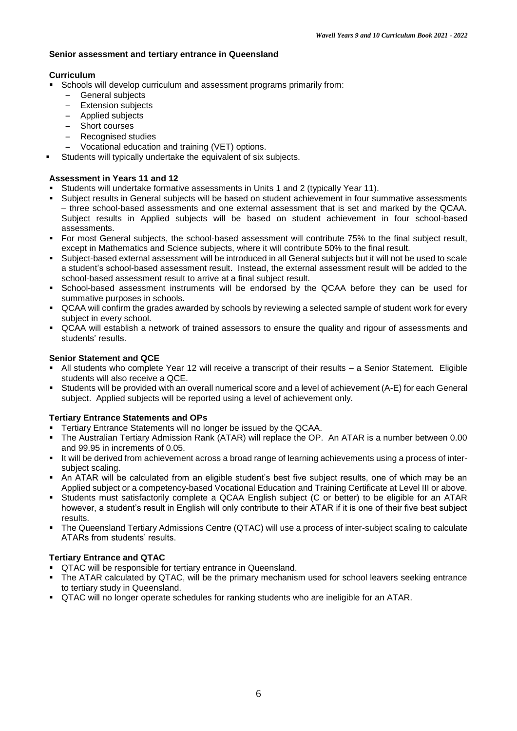## Senior assessment and tertiary entrance in Queensland

### Curriculum

- Schools will develop curriculum and assessment programs primarily from:
  - General subjects
  - Extension subjects
  - Applied subjects
  - Short courses
  - Recognised studies
  - Vocational education and training (VET) options.
- Students will typically undertake the equivalent of six subjects.

### Assessment in Years 11 and 12

- Students will undertake formative assessments in Units 1 and 2 (typically Year 11).
- Subject results in General subjects will be based on student achievement in four summative assessments – three school-based assessments and one external assessment that is set and marked by the QCAA. Subject results in Applied subjects will be based on student achievement in four school-based assessments.
- For most General subjects, the school-based assessment will contribute 75% to the final subject result, except in Mathematics and Science subjects, where it will contribute 50% to the final result.
- Subject-based external assessment will be introduced in all General subjects but it will not be used to scale a student's school-based assessment result. Instead, the external assessment result will be added to the school-based assessment result to arrive at a final subject result.
- School-based assessment instruments will be endorsed by the QCAA before they can be used for summative purposes in schools.
- QCAA will confirm the grades awarded by schools by reviewing a selected sample of student work for every subject in every school.
- QCAA will establish a network of trained assessors to ensure the quality and rigour of assessments and students' results.

### Senior Statement and QCE

- All students who complete Year 12 will receive a transcript of their results – a Senior Statement. Eligible students will also receive a QCE.
- Students will be provided with an overall numerical score and a level of achievement (A-E) for each General subject. Applied subjects will be reported using a level of achievement only.

### Tertiary Entrance Statements and OPs

- Tertiary Entrance Statements will no longer be issued by the QCAA.
- The Australian Tertiary Admission Rank (ATAR) will replace the OP. An ATAR is a number between 0.00 and 99.95 in increments of 0.05.
- It will be derived from achievement across a broad range of learning achievements using a process of inter-subject scaling.
- An ATAR will be calculated from an eligible student's best five subject results, one of which may be an Applied subject or a competency-based Vocational Education and Training Certificate at Level III or above.
- Students must satisfactorily complete a QCAA English subject (C or better) to be eligible for an ATAR however, a student's result in English will only contribute to their ATAR if it is one of their five best subject results.
- The Queensland Tertiary Admissions Centre (QTAC) will use a process of inter-subject scaling to calculate ATARs from students' results.

### Tertiary Entrance and QTAC

- QTAC will be responsible for tertiary entrance in Queensland.
- The ATAR calculated by QTAC, will be the primary mechanism used for school leavers seeking entrance to tertiary study in Queensland.
- QTAC will no longer operate schedules for ranking students who are ineligible for an ATAR.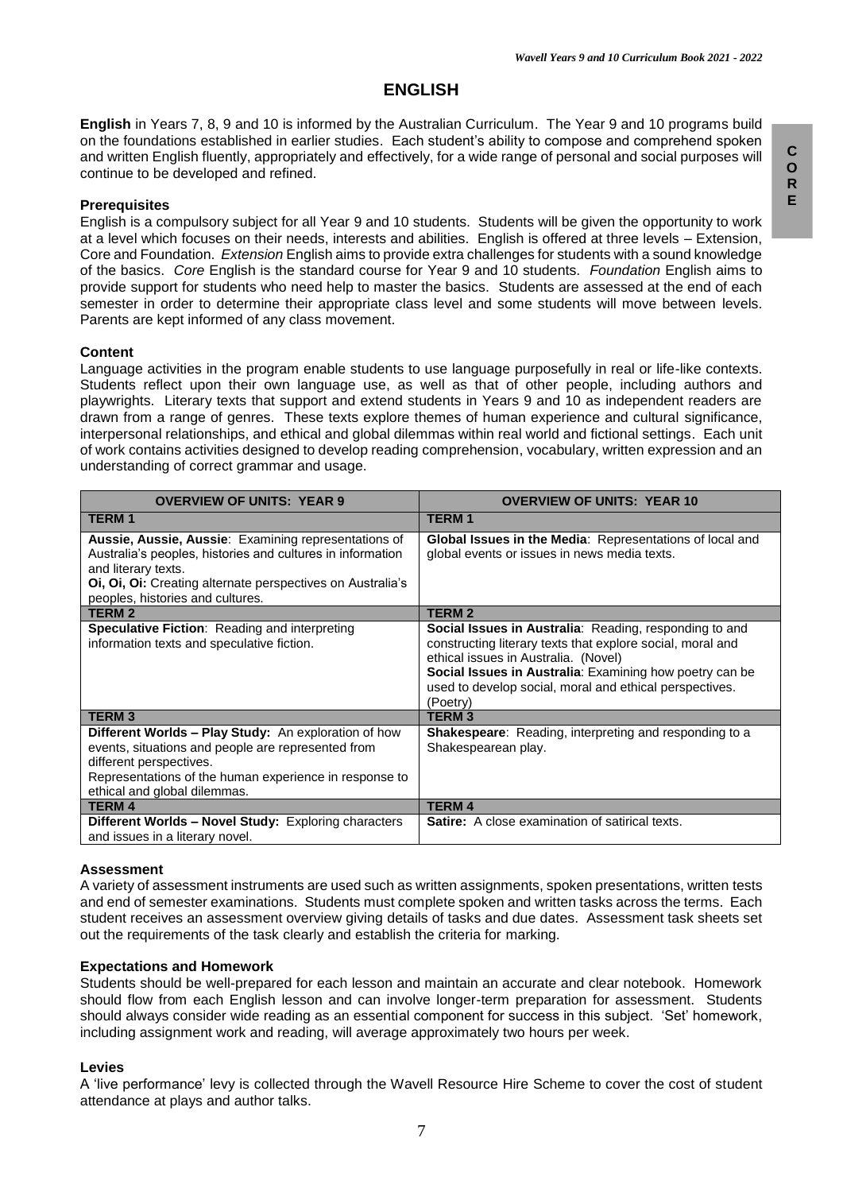# ENGLISH

**English** in Years 7, 8, 9 and 10 is informed by the Australian Curriculum. The Year 9 and 10 programs build on the foundations established in earlier studies. Each student's ability to compose and comprehend spoken and written English fluently, appropriately and effectively, for a wide range of personal and social purposes will continue to be developed and refined.

### Prerequisites

English is a compulsory subject for all Year 9 and 10 students. Students will be given the opportunity to work at a level which focuses on their needs, interests and abilities. English is offered at three levels – Extension, Core and Foundation. *Extension* English aims to provide extra challenges for students with a sound knowledge of the basics. *Core* English is the standard course for Year 9 and 10 students. *Foundation* English aims to provide support for students who need help to master the basics. Students are assessed at the end of each semester in order to determine their appropriate class level and some students will move between levels. Parents are kept informed of any class movement.

### Content

Language activities in the program enable students to use language purposefully in real or life-like contexts. Students reflect upon their own language use, as well as that of other people, including authors and playwrights. Literary texts that support and extend students in Years 9 and 10 as independent readers are drawn from a range of genres. These texts explore themes of human experience and cultural significance, interpersonal relationships, and ethical and global dilemmas within real world and fictional settings. Each unit of work contains activities designed to develop reading comprehension, vocabulary, written expression and an understanding of correct grammar and usage.

| OVERVIEW OF UNITS: YEAR 9 | OVERVIEW OF UNITS: YEAR 10 |
|---|---|
| **TERM 1** | **TERM 1** |
| **Aussie, Aussie, Aussie**: Examining representations of Australia's peoples, histories and cultures in information and literary texts.<br>**Oi, Oi, Oi:** Creating alternate perspectives on Australia's peoples, histories and cultures. | **Global Issues in the Media**: Representations of local and global events or issues in news media texts. |
| **TERM 2** | **TERM 2** |
| **Speculative Fiction**: Reading and interpreting information texts and speculative fiction. | **Social Issues in Australia**: Reading, responding to and constructing literary texts that explore social, moral and ethical issues in Australia. (Novel)<br>**Social Issues in Australia**: Examining how poetry can be used to develop social, moral and ethical perspectives. (Poetry) |
| **TERM 3** | **TERM 3** |
| **Different Worlds – Play Study:** An exploration of how events, situations and people are represented from different perspectives.<br>Representations of the human experience in response to ethical and global dilemmas. | **Shakespeare**: Reading, interpreting and responding to a Shakespearean play. |
| **TERM 4** | **TERM 4** |
| **Different Worlds – Novel Study:** Exploring characters and issues in a literary novel. | **Satire:** A close examination of satirical texts. |

### Assessment

A variety of assessment instruments are used such as written assignments, spoken presentations, written tests and end of semester examinations. Students must complete spoken and written tasks across the terms. Each student receives an assessment overview giving details of tasks and due dates. Assessment task sheets set out the requirements of the task clearly and establish the criteria for marking.

### Expectations and Homework

Students should be well-prepared for each lesson and maintain an accurate and clear notebook. Homework should flow from each English lesson and can involve longer-term preparation for assessment. Students should always consider wide reading as an essential component for success in this subject. 'Set' homework, including assignment work and reading, will average approximately two hours per week.

### Levies

A 'live performance' levy is collected through the Wavell Resource Hire Scheme to cover the cost of student attendance at plays and author talks.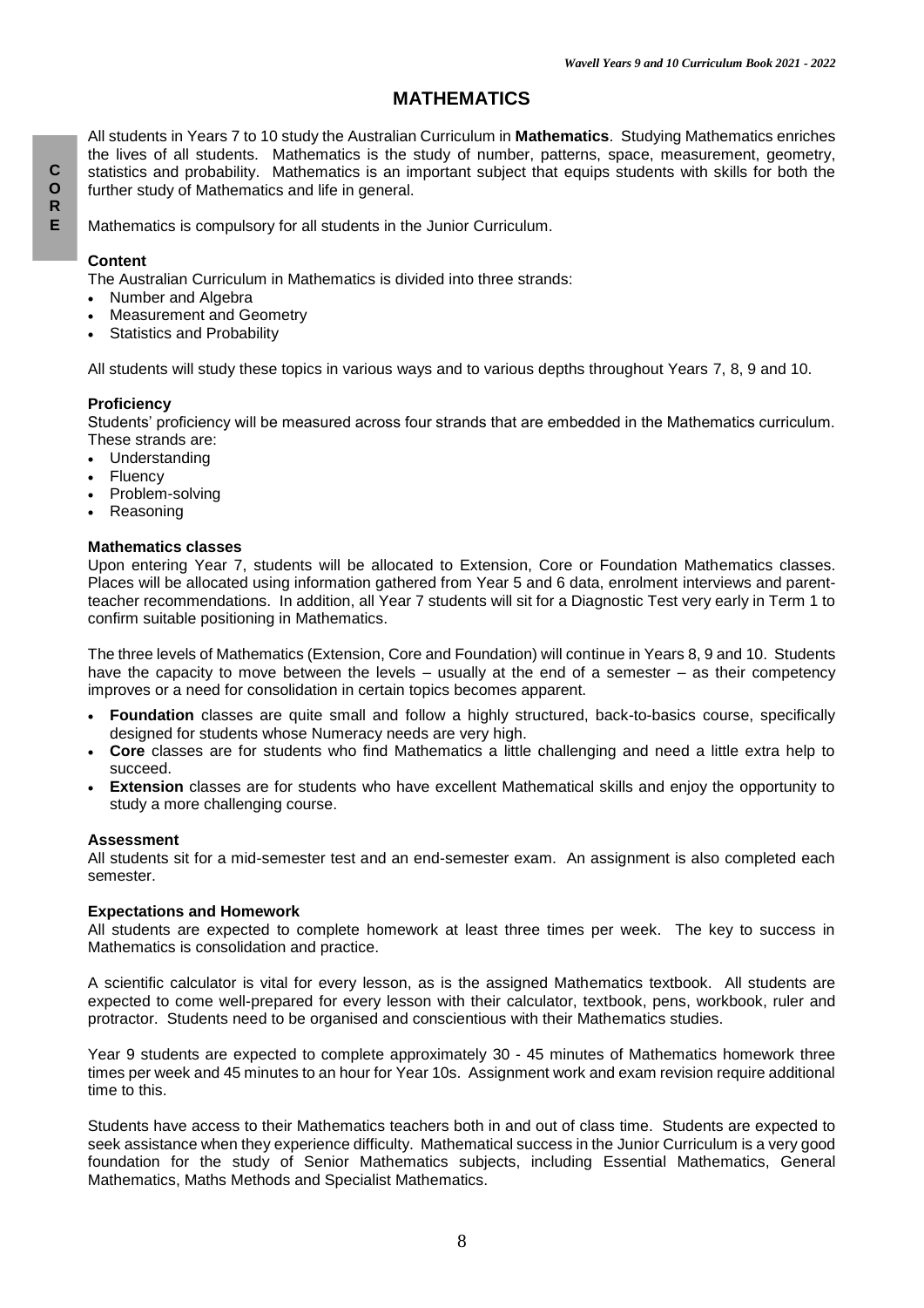# MATHEMATICS

All students in Years 7 to 10 study the Australian Curriculum in **Mathematics**. Studying Mathematics enriches the lives of all students. Mathematics is the study of number, patterns, space, measurement, geometry, statistics and probability. Mathematics is an important subject that equips students with skills for both the further study of Mathematics and life in general.

Mathematics is compulsory for all students in the Junior Curriculum.

### Content

The Australian Curriculum in Mathematics is divided into three strands:

- Number and Algebra
- Measurement and Geometry
- Statistics and Probability

All students will study these topics in various ways and to various depths throughout Years 7, 8, 9 and 10.

### Proficiency

Students' proficiency will be measured across four strands that are embedded in the Mathematics curriculum. These strands are:

- Understanding
- Fluency
- Problem-solving
- Reasoning

### Mathematics classes

Upon entering Year 7, students will be allocated to Extension, Core or Foundation Mathematics classes. Places will be allocated using information gathered from Year 5 and 6 data, enrolment interviews and parent-teacher recommendations. In addition, all Year 7 students will sit for a Diagnostic Test very early in Term 1 to confirm suitable positioning in Mathematics.

The three levels of Mathematics (Extension, Core and Foundation) will continue in Years 8, 9 and 10. Students have the capacity to move between the levels – usually at the end of a semester – as their competency improves or a need for consolidation in certain topics becomes apparent.

- **Foundation** classes are quite small and follow a highly structured, back-to-basics course, specifically designed for students whose Numeracy needs are very high.
- **Core** classes are for students who find Mathematics a little challenging and need a little extra help to succeed.
- **Extension** classes are for students who have excellent Mathematical skills and enjoy the opportunity to study a more challenging course.

### Assessment

All students sit for a mid-semester test and an end-semester exam. An assignment is also completed each semester.

### Expectations and Homework

All students are expected to complete homework at least three times per week. The key to success in Mathematics is consolidation and practice.

A scientific calculator is vital for every lesson, as is the assigned Mathematics textbook. All students are expected to come well-prepared for every lesson with their calculator, textbook, pens, workbook, ruler and protractor. Students need to be organised and conscientious with their Mathematics studies.

Year 9 students are expected to complete approximately 30 - 45 minutes of Mathematics homework three times per week and 45 minutes to an hour for Year 10s. Assignment work and exam revision require additional time to this.

Students have access to their Mathematics teachers both in and out of class time. Students are expected to seek assistance when they experience difficulty. Mathematical success in the Junior Curriculum is a very good foundation for the study of Senior Mathematics subjects, including Essential Mathematics, General Mathematics, Maths Methods and Specialist Mathematics.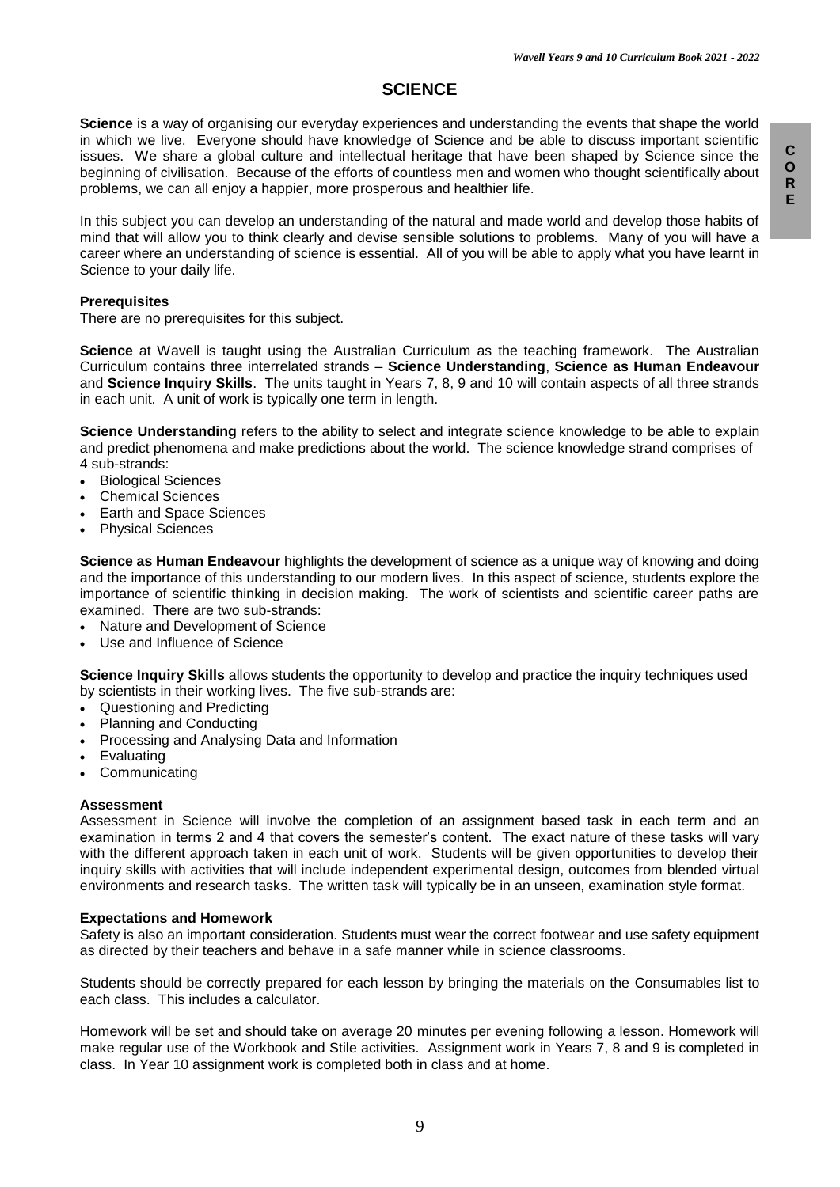# SCIENCE

**Science** is a way of organising our everyday experiences and understanding the events that shape the world in which we live. Everyone should have knowledge of Science and be able to discuss important scientific issues. We share a global culture and intellectual heritage that have been shaped by Science since the beginning of civilisation. Because of the efforts of countless men and women who thought scientifically about problems, we can all enjoy a happier, more prosperous and healthier life.

In this subject you can develop an understanding of the natural and made world and develop those habits of mind that will allow you to think clearly and devise sensible solutions to problems. Many of you will have a career where an understanding of science is essential. All of you will be able to apply what you have learnt in Science to your daily life.

**Prerequisites**

There are no prerequisites for this subject.

**Science** at Wavell is taught using the Australian Curriculum as the teaching framework. The Australian Curriculum contains three interrelated strands – **Science Understanding**, **Science as Human Endeavour** and **Science Inquiry Skills**. The units taught in Years 7, 8, 9 and 10 will contain aspects of all three strands in each unit. A unit of work is typically one term in length.

**Science Understanding** refers to the ability to select and integrate science knowledge to be able to explain and predict phenomena and make predictions about the world. The science knowledge strand comprises of 4 sub-strands:

- Biological Sciences
- Chemical Sciences
- Earth and Space Sciences
- Physical Sciences

**Science as Human Endeavour** highlights the development of science as a unique way of knowing and doing and the importance of this understanding to our modern lives. In this aspect of science, students explore the importance of scientific thinking in decision making. The work of scientists and scientific career paths are examined. There are two sub-strands:

- Nature and Development of Science
- Use and Influence of Science

**Science Inquiry Skills** allows students the opportunity to develop and practice the inquiry techniques used by scientists in their working lives. The five sub-strands are:

- Questioning and Predicting
- Planning and Conducting
- Processing and Analysing Data and Information
- Evaluating
- Communicating

**Assessment**

Assessment in Science will involve the completion of an assignment based task in each term and an examination in terms 2 and 4 that covers the semester's content. The exact nature of these tasks will vary with the different approach taken in each unit of work. Students will be given opportunities to develop their inquiry skills with activities that will include independent experimental design, outcomes from blended virtual environments and research tasks. The written task will typically be in an unseen, examination style format.

**Expectations and Homework**

Safety is also an important consideration. Students must wear the correct footwear and use safety equipment as directed by their teachers and behave in a safe manner while in science classrooms.

Students should be correctly prepared for each lesson by bringing the materials on the Consumables list to each class. This includes a calculator.

Homework will be set and should take on average 20 minutes per evening following a lesson. Homework will make regular use of the Workbook and Stile activities. Assignment work in Years 7, 8 and 9 is completed in class. In Year 10 assignment work is completed both in class and at home.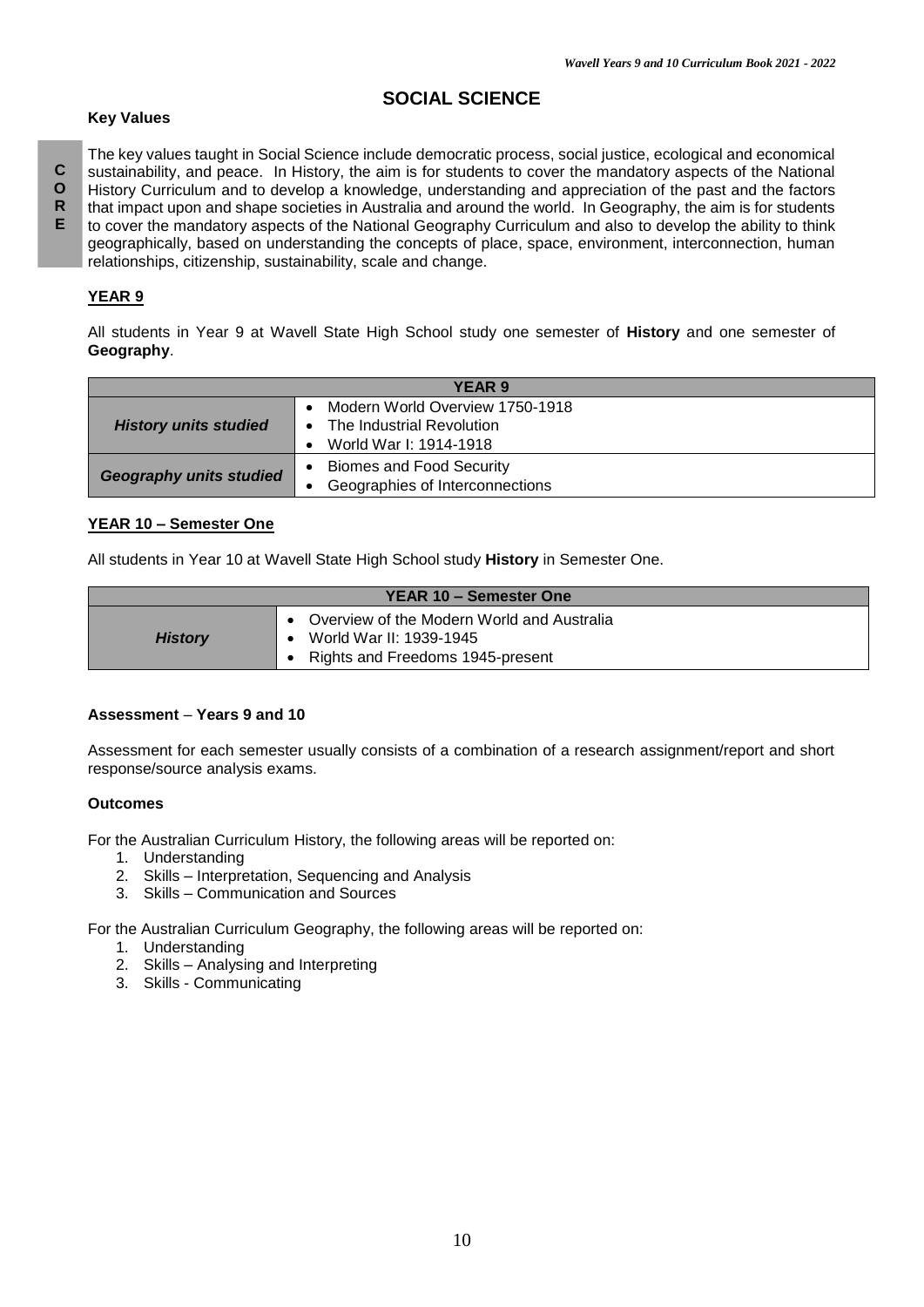# SOCIAL SCIENCE

**Key Values**

CORE

The key values taught in Social Science include democratic process, social justice, ecological and economical sustainability, and peace. In History, the aim is for students to cover the mandatory aspects of the National History Curriculum and to develop a knowledge, understanding and appreciation of the past and the factors that impact upon and shape societies in Australia and around the world. In Geography, the aim is for students to cover the mandatory aspects of the National Geography Curriculum and also to develop the ability to think geographically, based on understanding the concepts of place, space, environment, interconnection, human relationships, citizenship, sustainability, scale and change.

## YEAR 9

All students in Year 9 at Wavell State High School study one semester of **History** and one semester of **Geography**.

| YEAR 9 | |
|---|---|
| ***History units studied*** | • Modern World Overview 1750-1918<br>• The Industrial Revolution<br>• World War I: 1914-1918 |
| ***Geography units studied*** | • Biomes and Food Security<br>• Geographies of Interconnections |

## YEAR 10 – Semester One

All students in Year 10 at Wavell State High School study **History** in Semester One.

| YEAR 10 – Semester One | |
|---|---|
| ***History*** | • Overview of the Modern World and Australia<br>• World War II: 1939-1945<br>• Rights and Freedoms 1945-present |

**Assessment – Years 9 and 10**

Assessment for each semester usually consists of a combination of a research assignment/report and short response/source analysis exams.

**Outcomes**

For the Australian Curriculum History, the following areas will be reported on:

1. Understanding
2. Skills – Interpretation, Sequencing and Analysis
3. Skills – Communication and Sources

For the Australian Curriculum Geography, the following areas will be reported on:

1. Understanding
2. Skills – Analysing and Interpreting
3. Skills - Communicating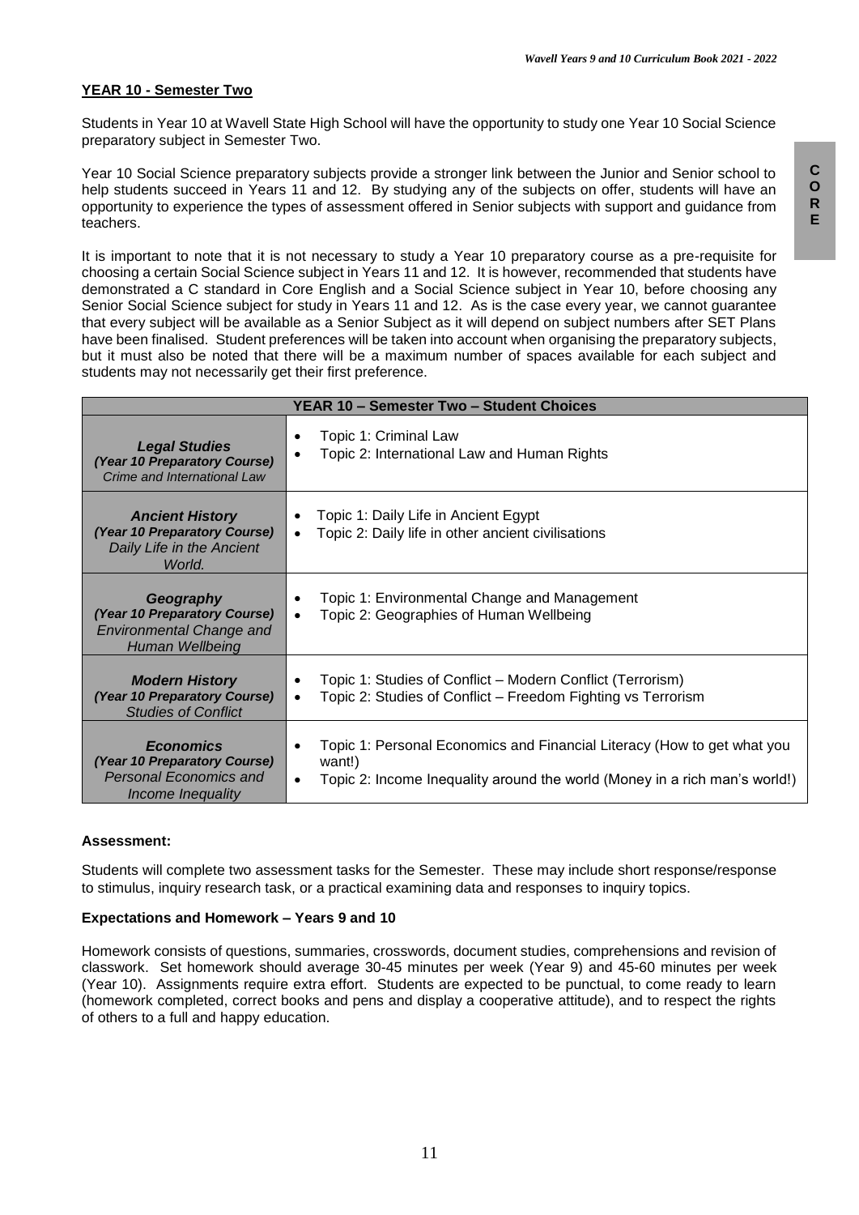## YEAR 10 - Semester Two

Students in Year 10 at Wavell State High School will have the opportunity to study one Year 10 Social Science preparatory subject in Semester Two.

Year 10 Social Science preparatory subjects provide a stronger link between the Junior and Senior school to help students succeed in Years 11 and 12. By studying any of the subjects on offer, students will have an opportunity to experience the types of assessment offered in Senior subjects with support and guidance from teachers.

It is important to note that it is not necessary to study a Year 10 preparatory course as a pre-requisite for choosing a certain Social Science subject in Years 11 and 12. It is however, recommended that students have demonstrated a C standard in Core English and a Social Science subject in Year 10, before choosing any Senior Social Science subject for study in Years 11 and 12. As is the case every year, we cannot guarantee that every subject will be available as a Senior Subject as it will depend on subject numbers after SET Plans have been finalised. Student preferences will be taken into account when organising the preparatory subjects, but it must also be noted that there will be a maximum number of spaces available for each subject and students may not necessarily get their first preference.

| YEAR 10 – Semester Two – Student Choices | |
|---|---|
| ***Legal Studies*** ***(Year 10 Preparatory Course)*** *Crime and International Law* | • Topic 1: Criminal Law<br>• Topic 2: International Law and Human Rights |
| ***Ancient History*** ***(Year 10 Preparatory Course)*** *Daily Life in the Ancient World.* | • Topic 1: Daily Life in Ancient Egypt<br>• Topic 2: Daily life in other ancient civilisations |
| ***Geography*** ***(Year 10 Preparatory Course)*** *Environmental Change and Human Wellbeing* | • Topic 1: Environmental Change and Management<br>• Topic 2: Geographies of Human Wellbeing |
| ***Modern History*** ***(Year 10 Preparatory Course)*** *Studies of Conflict* | • Topic 1: Studies of Conflict – Modern Conflict (Terrorism)<br>• Topic 2: Studies of Conflict – Freedom Fighting vs Terrorism |
| ***Economics*** ***(Year 10 Preparatory Course)*** *Personal Economics and Income Inequality* | • Topic 1: Personal Economics and Financial Literacy (How to get what you want!)<br>• Topic 2: Income Inequality around the world (Money in a rich man's world!) |

**Assessment:**

Students will complete two assessment tasks for the Semester. These may include short response/response to stimulus, inquiry research task, or a practical examining data and responses to inquiry topics.

**Expectations and Homework – Years 9 and 10**

Homework consists of questions, summaries, crosswords, document studies, comprehensions and revision of classwork. Set homework should average 30-45 minutes per week (Year 9) and 45-60 minutes per week (Year 10). Assignments require extra effort. Students are expected to be punctual, to come ready to learn (homework completed, correct books and pens and display a cooperative attitude), and to respect the rights of others to a full and happy education.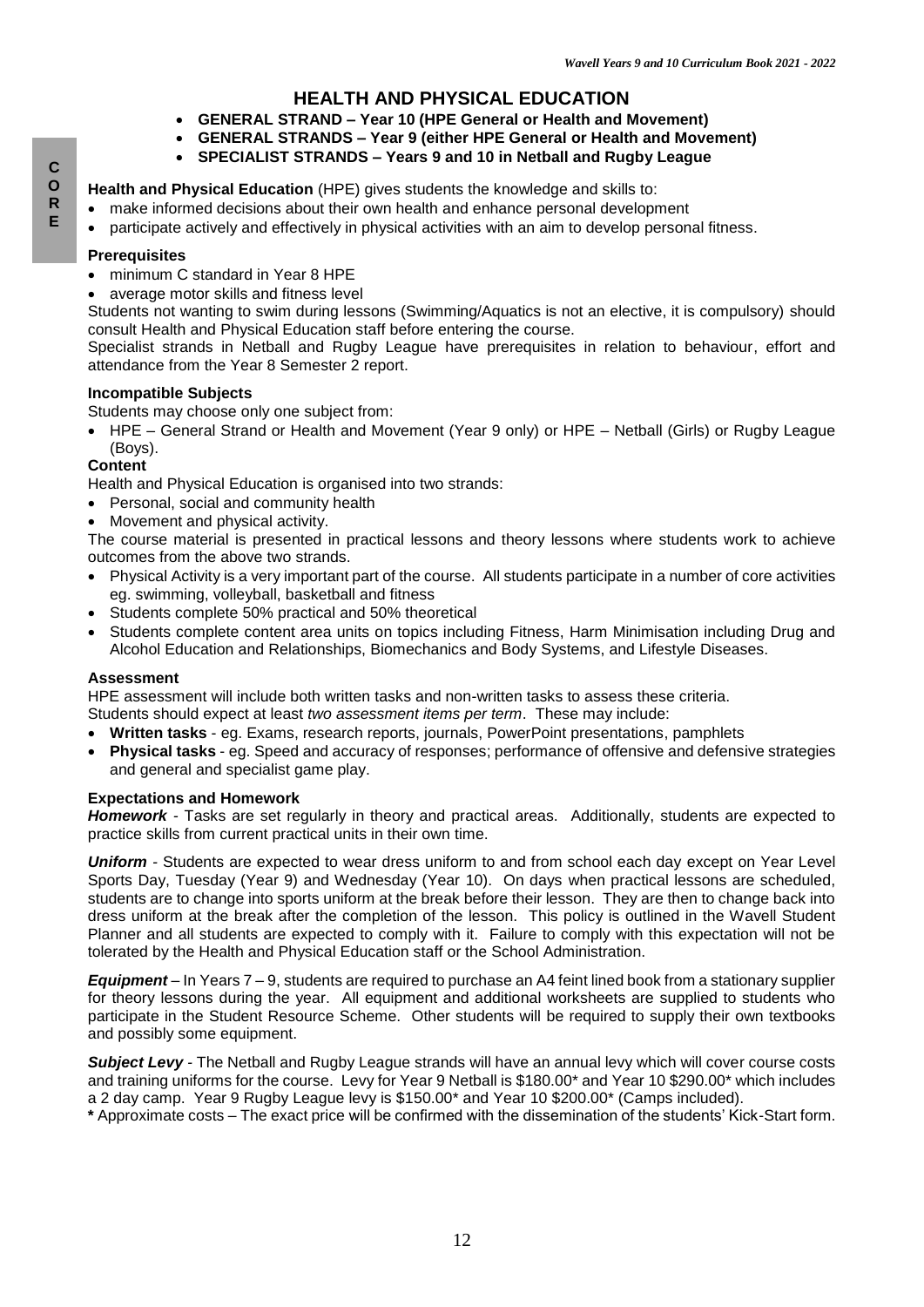# HEALTH AND PHYSICAL EDUCATION

- **GENERAL STRAND – Year 10 (HPE General or Health and Movement)**
- **GENERAL STRANDS – Year 9 (either HPE General or Health and Movement)**
- **SPECIALIST STRANDS – Years 9 and 10 in Netball and Rugby League**

**Health and Physical Education** (HPE) gives students the knowledge and skills to:

- make informed decisions about their own health and enhance personal development
- participate actively and effectively in physical activities with an aim to develop personal fitness.

### Prerequisites

- minimum C standard in Year 8 HPE
- average motor skills and fitness level

Students not wanting to swim during lessons (Swimming/Aquatics is not an elective, it is compulsory) should consult Health and Physical Education staff before entering the course.

Specialist strands in Netball and Rugby League have prerequisites in relation to behaviour, effort and attendance from the Year 8 Semester 2 report.

### Incompatible Subjects

Students may choose only one subject from:

- HPE – General Strand or Health and Movement (Year 9 only) or HPE – Netball (Girls) or Rugby League (Boys).

### Content

Health and Physical Education is organised into two strands:

- Personal, social and community health
- Movement and physical activity.

The course material is presented in practical lessons and theory lessons where students work to achieve outcomes from the above two strands.

- Physical Activity is a very important part of the course. All students participate in a number of core activities eg. swimming, volleyball, basketball and fitness
- Students complete 50% practical and 50% theoretical
- Students complete content area units on topics including Fitness, Harm Minimisation including Drug and Alcohol Education and Relationships, Biomechanics and Body Systems, and Lifestyle Diseases.

### Assessment

HPE assessment will include both written tasks and non-written tasks to assess these criteria.

Students should expect at least *two assessment items per term*. These may include:

- **Written tasks** - eg. Exams, research reports, journals, PowerPoint presentations, pamphlets
- **Physical tasks** - eg. Speed and accuracy of responses; performance of offensive and defensive strategies and general and specialist game play.

### Expectations and Homework

***Homework*** - Tasks are set regularly in theory and practical areas. Additionally, students are expected to practice skills from current practical units in their own time.

***Uniform*** - Students are expected to wear dress uniform to and from school each day except on Year Level Sports Day, Tuesday (Year 9) and Wednesday (Year 10). On days when practical lessons are scheduled, students are to change into sports uniform at the break before their lesson. They are then to change back into dress uniform at the break after the completion of the lesson. This policy is outlined in the Wavell Student Planner and all students are expected to comply with it. Failure to comply with this expectation will not be tolerated by the Health and Physical Education staff or the School Administration.

***Equipment*** – In Years 7 – 9, students are required to purchase an A4 feint lined book from a stationary supplier for theory lessons during the year. All equipment and additional worksheets are supplied to students who participate in the Student Resource Scheme. Other students will be required to supply their own textbooks and possibly some equipment.

***Subject Levy*** - The Netball and Rugby League strands will have an annual levy which will cover course costs and training uniforms for the course. Levy for Year 9 Netball is $180.00* and Year 10 $290.00* which includes a 2 day camp. Year 9 Rugby League levy is $150.00* and Year 10 $200.00* (Camps included).

**\*** Approximate costs – The exact price will be confirmed with the dissemination of the students' Kick-Start form.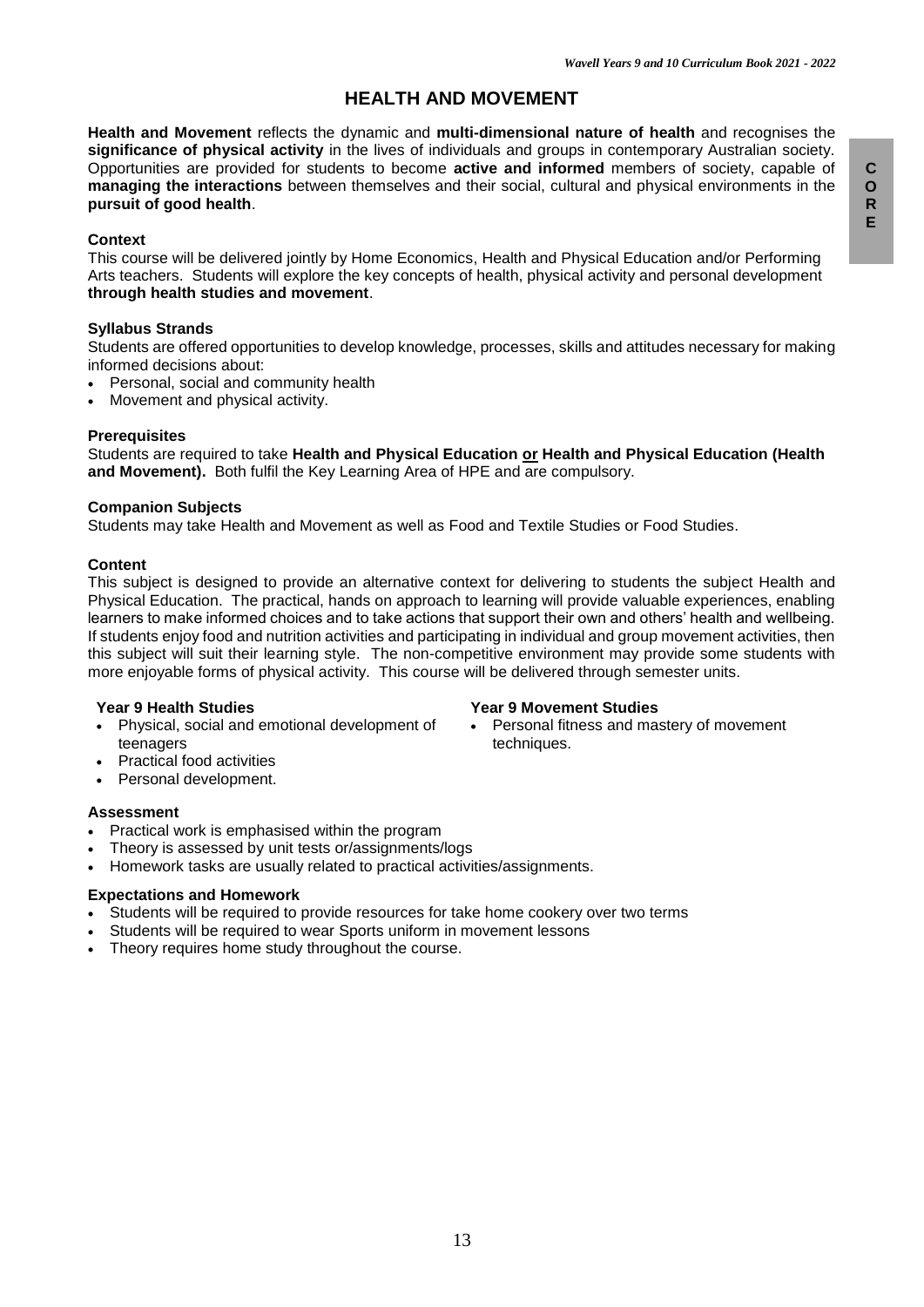# HEALTH AND MOVEMENT

**Health and Movement** reflects the dynamic and **multi-dimensional nature of health** and recognises the **significance of physical activity** in the lives of individuals and groups in contemporary Australian society. Opportunities are provided for students to become **active and informed** members of society, capable of **managing the interactions** between themselves and their social, cultural and physical environments in the **pursuit of good health**.

**Context**

This course will be delivered jointly by Home Economics, Health and Physical Education and/or Performing Arts teachers. Students will explore the key concepts of health, physical activity and personal development **through health studies and movement**.

**Syllabus Strands**

Students are offered opportunities to develop knowledge, processes, skills and attitudes necessary for making informed decisions about:

- Personal, social and community health
- Movement and physical activity.

**Prerequisites**

Students are required to take **Health and Physical Education <u>or</u> Health and Physical Education (Health and Movement).** Both fulfil the Key Learning Area of HPE and are compulsory.

**Companion Subjects**

Students may take Health and Movement as well as Food and Textile Studies or Food Studies.

**Content**

This subject is designed to provide an alternative context for delivering to students the subject Health and Physical Education. The practical, hands on approach to learning will provide valuable experiences, enabling learners to make informed choices and to take actions that support their own and others' health and wellbeing. If students enjoy food and nutrition activities and participating in individual and group movement activities, then this subject will suit their learning style. The non-competitive environment may provide some students with more enjoyable forms of physical activity. This course will be delivered through semester units.

**Year 9 Health Studies**

- Physical, social and emotional development of teenagers
- Practical food activities
- Personal development.

**Year 9 Movement Studies**

- Personal fitness and mastery of movement techniques.

**Assessment**

- Practical work is emphasised within the program
- Theory is assessed by unit tests or/assignments/logs
- Homework tasks are usually related to practical activities/assignments.

**Expectations and Homework**

- Students will be required to provide resources for take home cookery over two terms
- Students will be required to wear Sports uniform in movement lessons
- Theory requires home study throughout the course.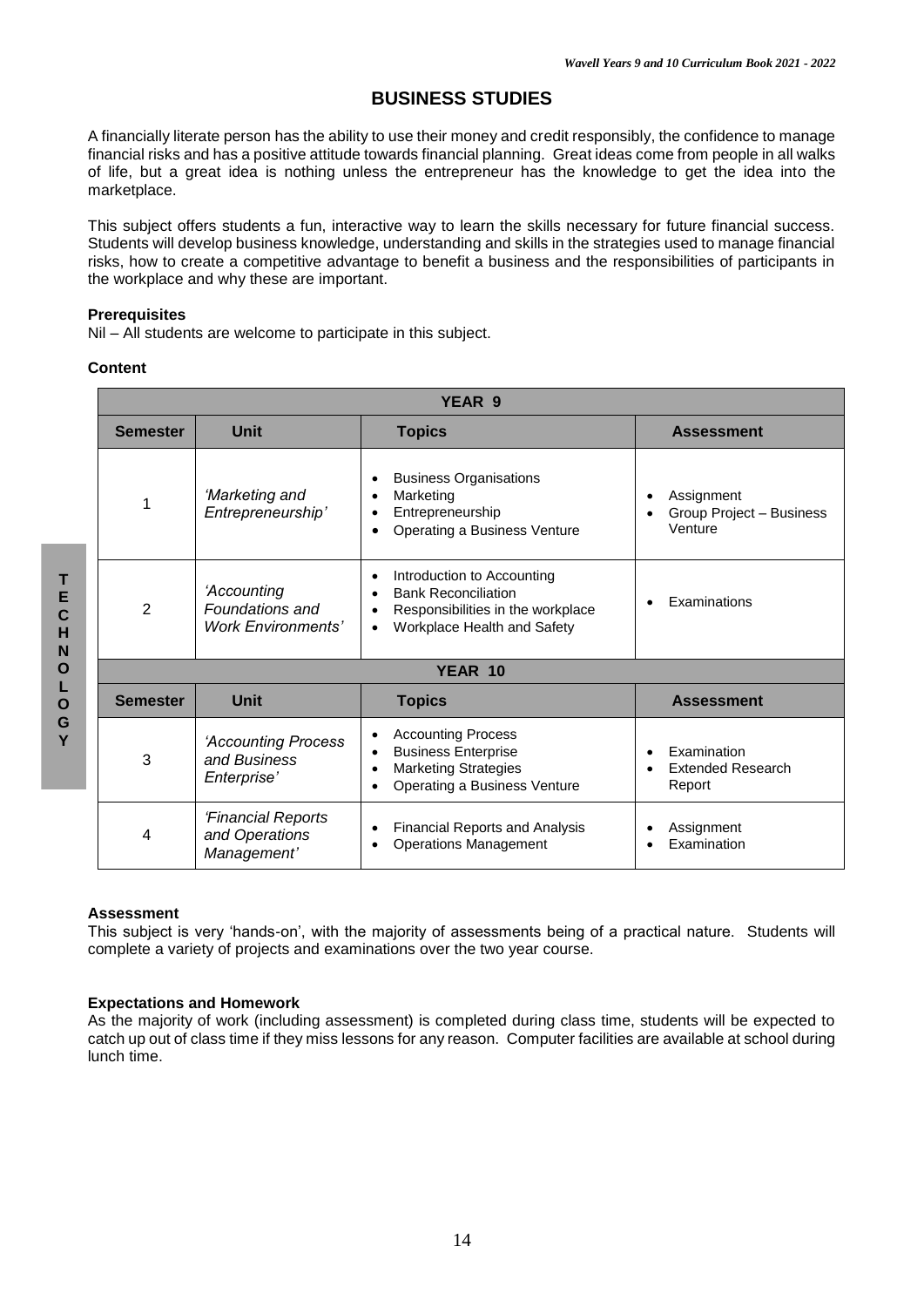# BUSINESS STUDIES

A financially literate person has the ability to use their money and credit responsibly, the confidence to manage financial risks and has a positive attitude towards financial planning. Great ideas come from people in all walks of life, but a great idea is nothing unless the entrepreneur has the knowledge to get the idea into the marketplace.

This subject offers students a fun, interactive way to learn the skills necessary for future financial success. Students will develop business knowledge, understanding and skills in the strategies used to manage financial risks, how to create a competitive advantage to benefit a business and the responsibilities of participants in the workplace and why these are important.

**Prerequisites**
Nil – All students are welcome to participate in this subject.

**Content**

| YEAR 9 | | | |
|---|---|---|---|
| **Semester** | **Unit** | **Topics** | **Assessment** |
| 1 | *'Marketing and Entrepreneurship'* | • Business Organisations<br>• Marketing<br>• Entrepreneurship<br>• Operating a Business Venture | • Assignment<br>• Group Project – Business Venture |
| 2 | *'Accounting Foundations and Work Environments'* | • Introduction to Accounting<br>• Bank Reconciliation<br>• Responsibilities in the workplace<br>• Workplace Health and Safety | • Examinations |
| **YEAR 10** | | | |
| **Semester** | **Unit** | **Topics** | **Assessment** |
| 3 | *'Accounting Process and Business Enterprise'* | • Accounting Process<br>• Business Enterprise<br>• Marketing Strategies<br>• Operating a Business Venture | • Examination<br>• Extended Research Report |
| 4 | *'Financial Reports and Operations Management'* | • Financial Reports and Analysis<br>• Operations Management | • Assignment<br>• Examination |

**Assessment**
This subject is very 'hands-on', with the majority of assessments being of a practical nature. Students will complete a variety of projects and examinations over the two year course.

**Expectations and Homework**
As the majority of work (including assessment) is completed during class time, students will be expected to catch up out of class time if they miss lessons for any reason. Computer facilities are available at school during lunch time.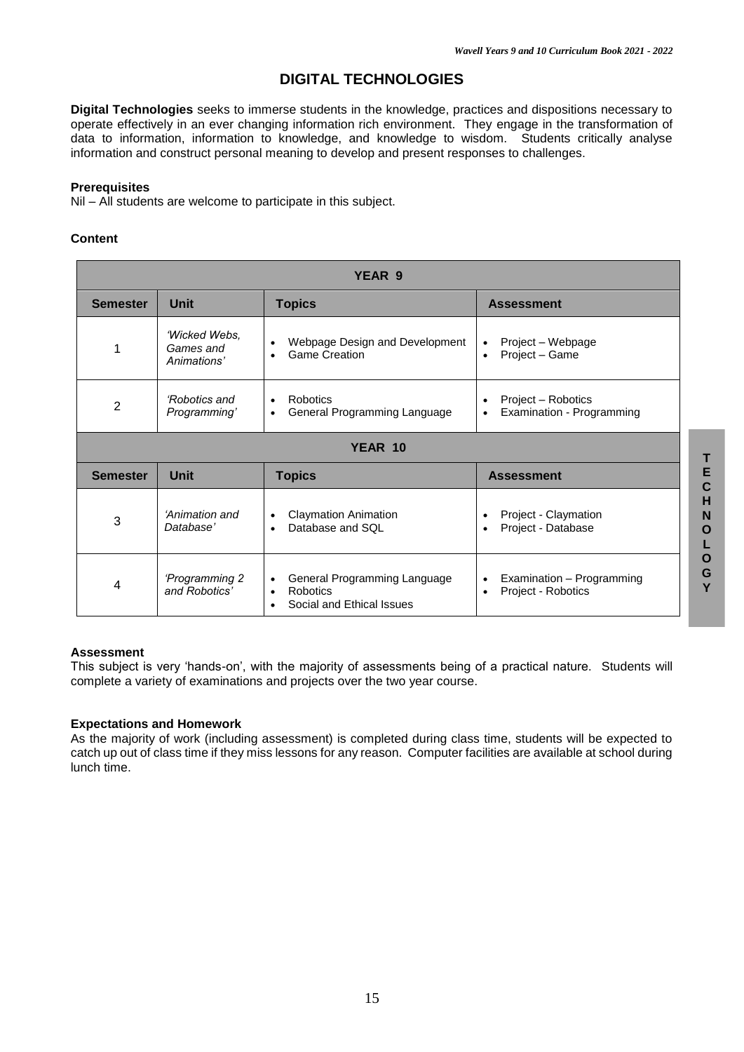# DIGITAL TECHNOLOGIES

**Digital Technologies** seeks to immerse students in the knowledge, practices and dispositions necessary to operate effectively in an ever changing information rich environment. They engage in the transformation of data to information, information to knowledge, and knowledge to wisdom. Students critically analyse information and construct personal meaning to develop and present responses to challenges.

**Prerequisites**
Nil – All students are welcome to participate in this subject.

**Content**

| YEAR 9 | | | |
|---|---|---|---|
| **Semester** | **Unit** | **Topics** | **Assessment** |
| 1 | *'Wicked Webs, Games and Animations'* | • Webpage Design and Development<br>• Game Creation | • Project – Webpage<br>• Project – Game |
| 2 | *'Robotics and Programming'* | • Robotics<br>• General Programming Language | • Project – Robotics<br>• Examination - Programming |
| **YEAR 10** | | | |
| **Semester** | **Unit** | **Topics** | **Assessment** |
| 3 | *'Animation and Database'* | • Claymation Animation<br>• Database and SQL | • Project - Claymation<br>• Project - Database |
| 4 | *'Programming 2 and Robotics'* | • General Programming Language<br>• Robotics<br>• Social and Ethical Issues | • Examination – Programming<br>• Project - Robotics |

**Assessment**
This subject is very 'hands-on', with the majority of assessments being of a practical nature. Students will complete a variety of examinations and projects over the two year course.

**Expectations and Homework**
As the majority of work (including assessment) is completed during class time, students will be expected to catch up out of class time if they miss lessons for any reason. Computer facilities are available at school during lunch time.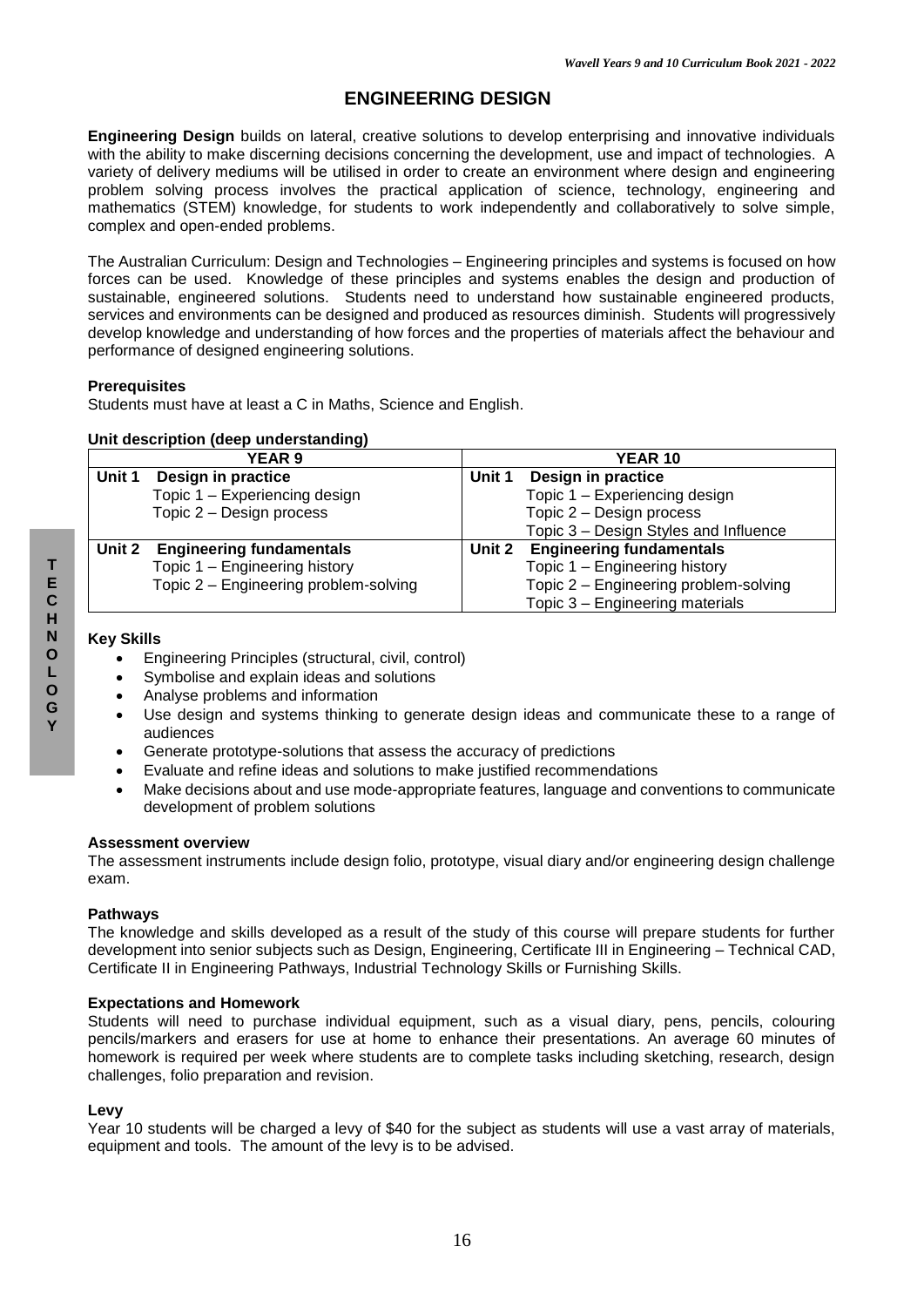# ENGINEERING DESIGN

**Engineering Design** builds on lateral, creative solutions to develop enterprising and innovative individuals with the ability to make discerning decisions concerning the development, use and impact of technologies. A variety of delivery mediums will be utilised in order to create an environment where design and engineering problem solving process involves the practical application of science, technology, engineering and mathematics (STEM) knowledge, for students to work independently and collaboratively to solve simple, complex and open-ended problems.

The Australian Curriculum: Design and Technologies – Engineering principles and systems is focused on how forces can be used. Knowledge of these principles and systems enables the design and production of sustainable, engineered solutions. Students need to understand how sustainable engineered products, services and environments can be designed and produced as resources diminish. Students will progressively develop knowledge and understanding of how forces and the properties of materials affect the behaviour and performance of designed engineering solutions.

### Prerequisites

Students must have at least a C in Maths, Science and English.

### Unit description (deep understanding)

| YEAR 9 | YEAR 10 |
|---|---|
| **Unit 1 Design in practice**<br>Topic 1 – Experiencing design<br>Topic 2 – Design process | **Unit 1 Design in practice**<br>Topic 1 – Experiencing design<br>Topic 2 – Design process<br>Topic 3 – Design Styles and Influence |
| **Unit 2 Engineering fundamentals**<br>Topic 1 – Engineering history<br>Topic 2 – Engineering problem-solving | **Unit 2 Engineering fundamentals**<br>Topic 1 – Engineering history<br>Topic 2 – Engineering problem-solving<br>Topic 3 – Engineering materials |

### Key Skills

- Engineering Principles (structural, civil, control)
- Symbolise and explain ideas and solutions
- Analyse problems and information
- Use design and systems thinking to generate design ideas and communicate these to a range of audiences
- Generate prototype-solutions that assess the accuracy of predictions
- Evaluate and refine ideas and solutions to make justified recommendations
- Make decisions about and use mode-appropriate features, language and conventions to communicate development of problem solutions

### Assessment overview

The assessment instruments include design folio, prototype, visual diary and/or engineering design challenge exam.

### Pathways

The knowledge and skills developed as a result of the study of this course will prepare students for further development into senior subjects such as Design, Engineering, Certificate III in Engineering – Technical CAD, Certificate II in Engineering Pathways, Industrial Technology Skills or Furnishing Skills.

### Expectations and Homework

Students will need to purchase individual equipment, such as a visual diary, pens, pencils, colouring pencils/markers and erasers for use at home to enhance their presentations. An average 60 minutes of homework is required per week where students are to complete tasks including sketching, research, design challenges, folio preparation and revision.

### Levy

Year 10 students will be charged a levy of $40 for the subject as students will use a vast array of materials, equipment and tools. The amount of the levy is to be advised.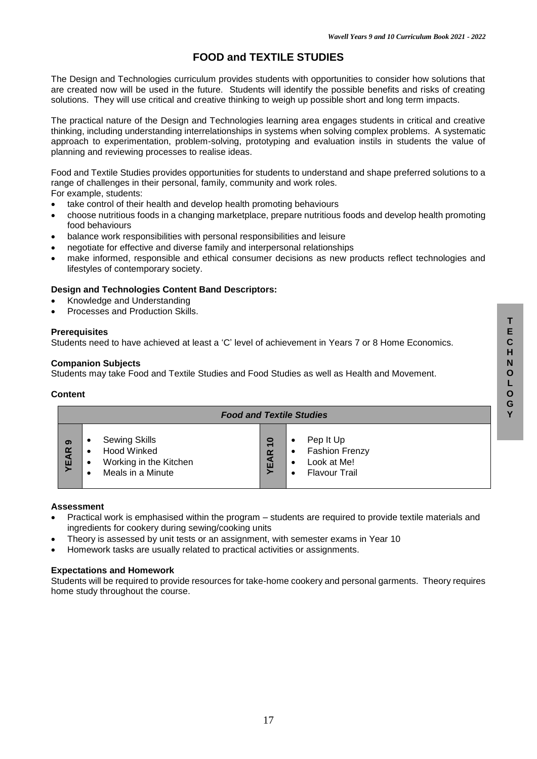# FOOD and TEXTILE STUDIES

The Design and Technologies curriculum provides students with opportunities to consider how solutions that are created now will be used in the future. Students will identify the possible benefits and risks of creating solutions. They will use critical and creative thinking to weigh up possible short and long term impacts.

The practical nature of the Design and Technologies learning area engages students in critical and creative thinking, including understanding interrelationships in systems when solving complex problems. A systematic approach to experimentation, problem-solving, prototyping and evaluation instils in students the value of planning and reviewing processes to realise ideas.

Food and Textile Studies provides opportunities for students to understand and shape preferred solutions to a range of challenges in their personal, family, community and work roles.
For example, students:

- take control of their health and develop health promoting behaviours
- choose nutritious foods in a changing marketplace, prepare nutritious foods and develop health promoting food behaviours
- balance work responsibilities with personal responsibilities and leisure
- negotiate for effective and diverse family and interpersonal relationships
- make informed, responsible and ethical consumer decisions as new products reflect technologies and lifestyles of contemporary society.

**Design and Technologies Content Band Descriptors:**

- Knowledge and Understanding
- Processes and Production Skills.

**Prerequisites**
Students need to have achieved at least a 'C' level of achievement in Years 7 or 8 Home Economics.

**Companion Subjects**
Students may take Food and Textile Studies and Food Studies as well as Health and Movement.

**Content**

| *Food and Textile Studies* | | | |
|---|---|---|---|
| **YEAR 9** | • Sewing Skills<br>• Hood Winked<br>• Working in the Kitchen<br>• Meals in a Minute | **YEAR 10** | • Pep It Up<br>• Fashion Frenzy<br>• Look at Me!<br>• Flavour Trail |

**Assessment**

- Practical work is emphasised within the program – students are required to provide textile materials and ingredients for cookery during sewing/cooking units
- Theory is assessed by unit tests or an assignment, with semester exams in Year 10
- Homework tasks are usually related to practical activities or assignments.

**Expectations and Homework**
Students will be required to provide resources for take-home cookery and personal garments. Theory requires home study throughout the course.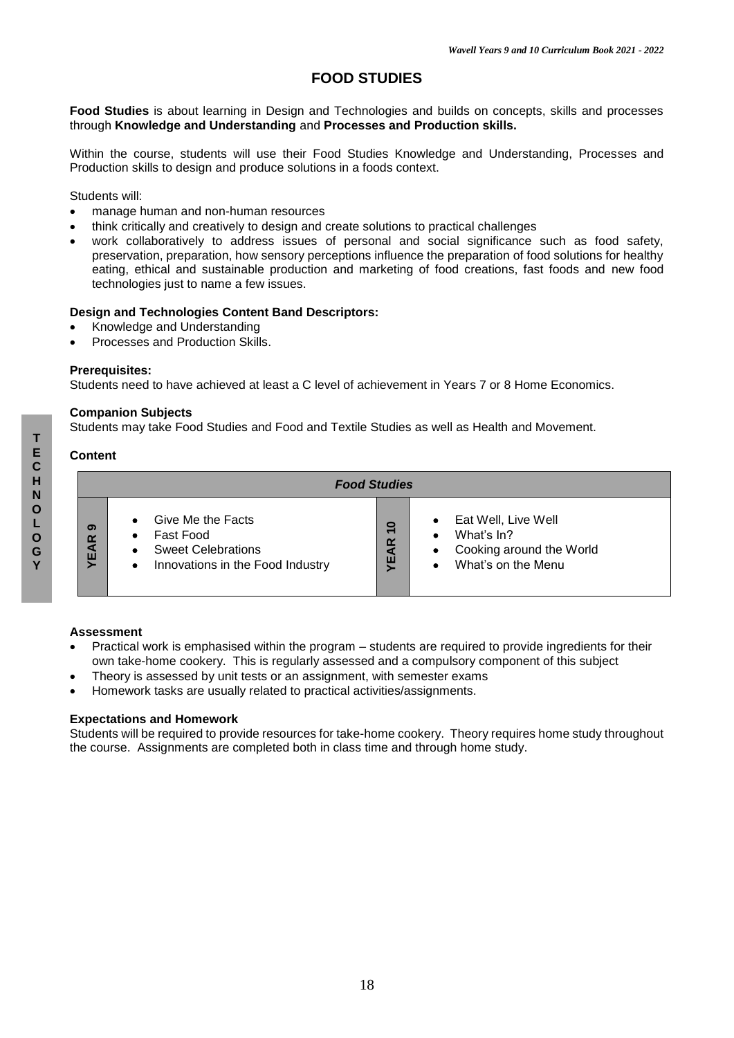# FOOD STUDIES

**Food Studies** is about learning in Design and Technologies and builds on concepts, skills and processes through **Knowledge and Understanding** and **Processes and Production skills.**

Within the course, students will use their Food Studies Knowledge and Understanding, Processes and Production skills to design and produce solutions in a foods context.

Students will:

- manage human and non-human resources
- think critically and creatively to design and create solutions to practical challenges
- work collaboratively to address issues of personal and social significance such as food safety, preservation, preparation, how sensory perceptions influence the preparation of food solutions for healthy eating, ethical and sustainable production and marketing of food creations, fast foods and new food technologies just to name a few issues.

**Design and Technologies Content Band Descriptors:**

- Knowledge and Understanding
- Processes and Production Skills.

**Prerequisites:**

Students need to have achieved at least a C level of achievement in Years 7 or 8 Home Economics.

**Companion Subjects**

Students may take Food Studies and Food and Textile Studies as well as Health and Movement.

**Content**

| *Food Studies* | | | |
|---|---|---|---|
| **YEAR 9** | • Give Me the Facts<br>• Fast Food<br>• Sweet Celebrations<br>• Innovations in the Food Industry | **YEAR 10** | • Eat Well, Live Well<br>• What's In?<br>• Cooking around the World<br>• What's on the Menu |

**Assessment**

- Practical work is emphasised within the program – students are required to provide ingredients for their own take-home cookery. This is regularly assessed and a compulsory component of this subject
- Theory is assessed by unit tests or an assignment, with semester exams
- Homework tasks are usually related to practical activities/assignments.

**Expectations and Homework**

Students will be required to provide resources for take-home cookery. Theory requires home study throughout the course. Assignments are completed both in class time and through home study.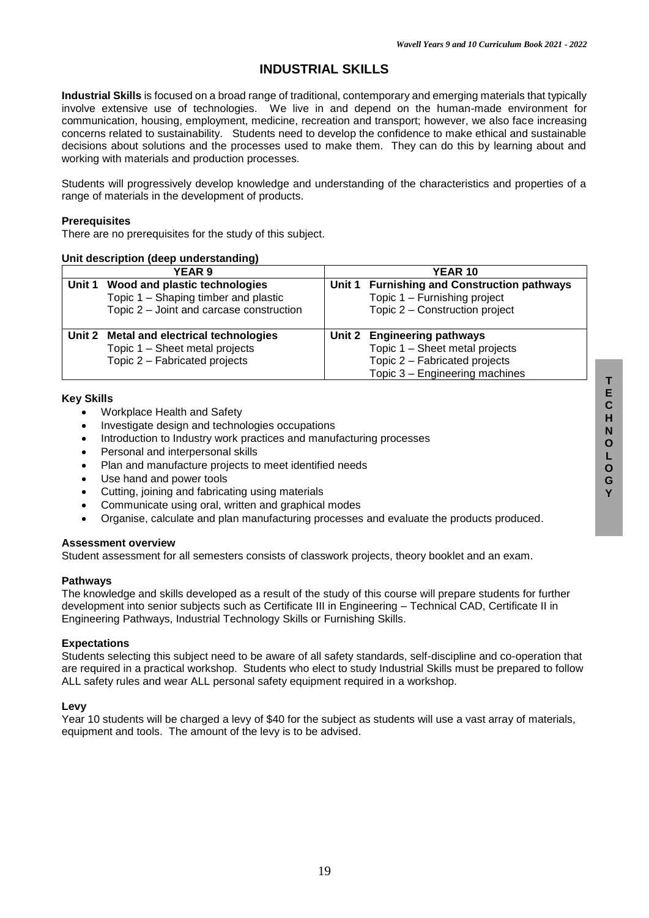# INDUSTRIAL SKILLS

**Industrial Skills** is focused on a broad range of traditional, contemporary and emerging materials that typically involve extensive use of technologies. We live in and depend on the human-made environment for communication, housing, employment, medicine, recreation and transport; however, we also face increasing concerns related to sustainability. Students need to develop the confidence to make ethical and sustainable decisions about solutions and the processes used to make them. They can do this by learning about and working with materials and production processes.

Students will progressively develop knowledge and understanding of the characteristics and properties of a range of materials in the development of products.

**Prerequisites**

There are no prerequisites for the study of this subject.

**Unit description (deep understanding)**

| YEAR 9 | YEAR 10 |
|---|---|
| **Unit 1 Wood and plastic technologies**<br>Topic 1 – Shaping timber and plastic<br>Topic 2 – Joint and carcase construction | **Unit 1 Furnishing and Construction pathways**<br>Topic 1 – Furnishing project<br>Topic 2 – Construction project |
| **Unit 2 Metal and electrical technologies**<br>Topic 1 – Sheet metal projects<br>Topic 2 – Fabricated projects | **Unit 2 Engineering pathways**<br>Topic 1 – Sheet metal projects<br>Topic 2 – Fabricated projects<br>Topic 3 – Engineering machines |

**Key Skills**

- Workplace Health and Safety
- Investigate design and technologies occupations
- Introduction to Industry work practices and manufacturing processes
- Personal and interpersonal skills
- Plan and manufacture projects to meet identified needs
- Use hand and power tools
- Cutting, joining and fabricating using materials
- Communicate using oral, written and graphical modes
- Organise, calculate and plan manufacturing processes and evaluate the products produced.

**Assessment overview**

Student assessment for all semesters consists of classwork projects, theory booklet and an exam.

**Pathways**

The knowledge and skills developed as a result of the study of this course will prepare students for further development into senior subjects such as Certificate III in Engineering – Technical CAD, Certificate II in Engineering Pathways, Industrial Technology Skills or Furnishing Skills.

**Expectations**

Students selecting this subject need to be aware of all safety standards, self-discipline and co-operation that are required in a practical workshop. Students who elect to study Industrial Skills must be prepared to follow ALL safety rules and wear ALL personal safety equipment required in a workshop.

**Levy**

Year 10 students will be charged a levy of $40 for the subject as students will use a vast array of materials, equipment and tools. The amount of the levy is to be advised.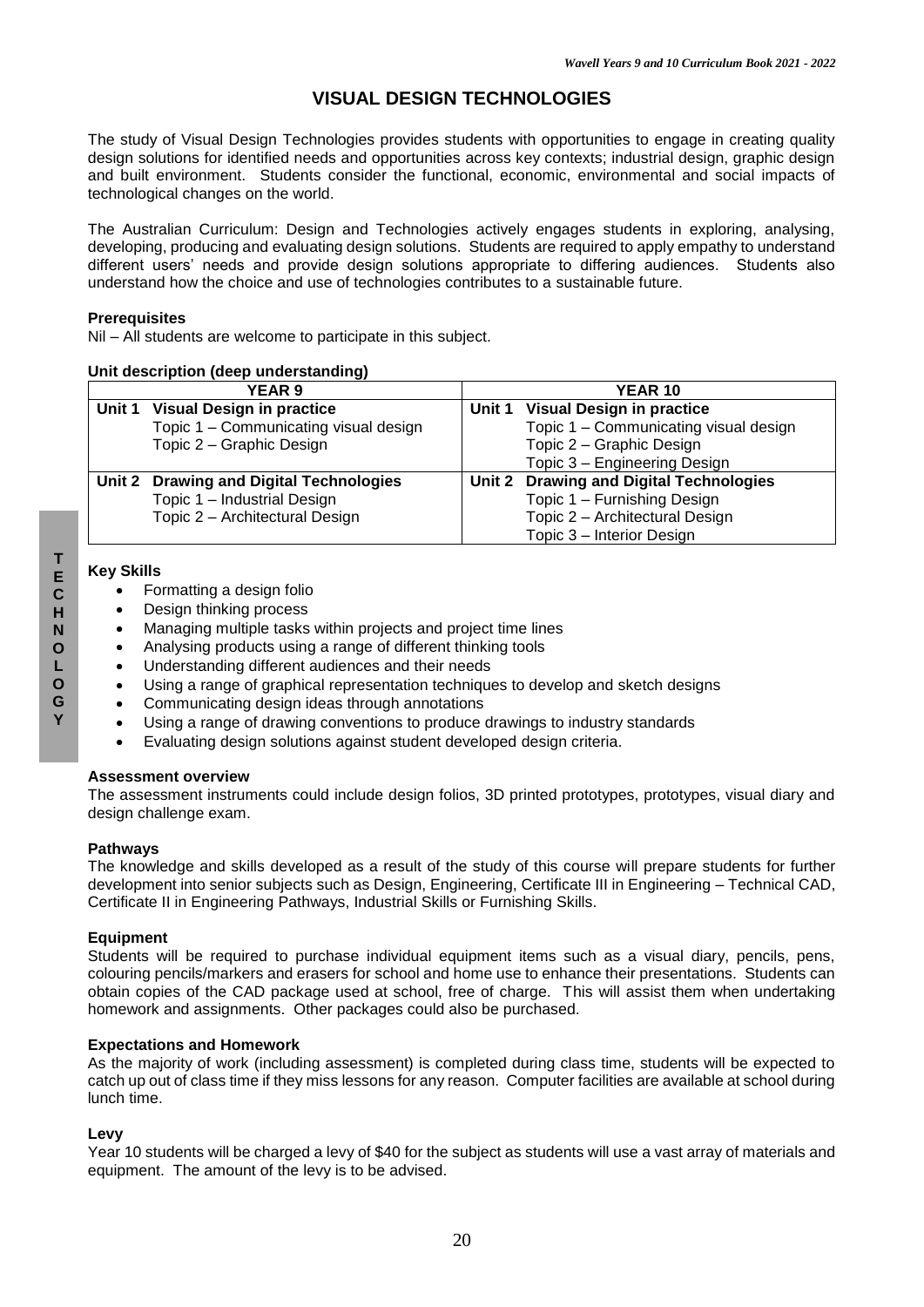# VISUAL DESIGN TECHNOLOGIES

The study of Visual Design Technologies provides students with opportunities to engage in creating quality design solutions for identified needs and opportunities across key contexts; industrial design, graphic design and built environment. Students consider the functional, economic, environmental and social impacts of technological changes on the world.

The Australian Curriculum: Design and Technologies actively engages students in exploring, analysing, developing, producing and evaluating design solutions. Students are required to apply empathy to understand different users' needs and provide design solutions appropriate to differing audiences. Students also understand how the choice and use of technologies contributes to a sustainable future.

### Prerequisites

Nil – All students are welcome to participate in this subject.

### Unit description (deep understanding)

| YEAR 9 | YEAR 10 |
|---|---|
| **Unit 1 Visual Design in practice**<br>Topic 1 – Communicating visual design<br>Topic 2 – Graphic Design | **Unit 1 Visual Design in practice**<br>Topic 1 – Communicating visual design<br>Topic 2 – Graphic Design<br>Topic 3 – Engineering Design |
| **Unit 2 Drawing and Digital Technologies**<br>Topic 1 – Industrial Design<br>Topic 2 – Architectural Design | **Unit 2 Drawing and Digital Technologies**<br>Topic 1 – Furnishing Design<br>Topic 2 – Architectural Design<br>Topic 3 – Interior Design |

### Key Skills

- Formatting a design folio
- Design thinking process
- Managing multiple tasks within projects and project time lines
- Analysing products using a range of different thinking tools
- Understanding different audiences and their needs
- Using a range of graphical representation techniques to develop and sketch designs
- Communicating design ideas through annotations
- Using a range of drawing conventions to produce drawings to industry standards
- Evaluating design solutions against student developed design criteria.

### Assessment overview

The assessment instruments could include design folios, 3D printed prototypes, prototypes, visual diary and design challenge exam.

### Pathways

The knowledge and skills developed as a result of the study of this course will prepare students for further development into senior subjects such as Design, Engineering, Certificate III in Engineering – Technical CAD, Certificate II in Engineering Pathways, Industrial Skills or Furnishing Skills.

### Equipment

Students will be required to purchase individual equipment items such as a visual diary, pencils, pens, colouring pencils/markers and erasers for school and home use to enhance their presentations. Students can obtain copies of the CAD package used at school, free of charge. This will assist them when undertaking homework and assignments. Other packages could also be purchased.

### Expectations and Homework

As the majority of work (including assessment) is completed during class time, students will be expected to catch up out of class time if they miss lessons for any reason. Computer facilities are available at school during lunch time.

### Levy

Year 10 students will be charged a levy of $40 for the subject as students will use a vast array of materials and equipment. The amount of the levy is to be advised.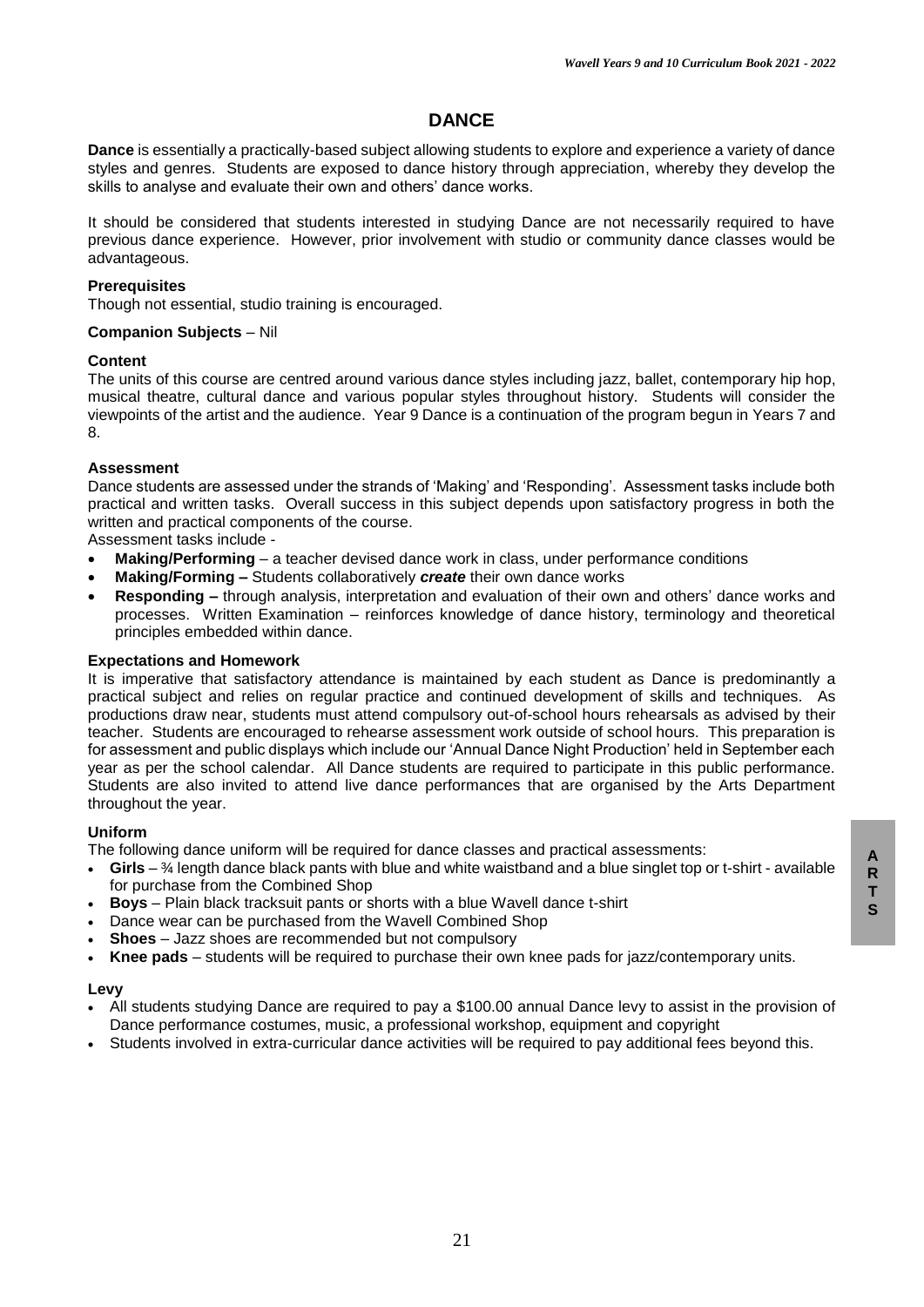# DANCE

**Dance** is essentially a practically-based subject allowing students to explore and experience a variety of dance styles and genres. Students are exposed to dance history through appreciation, whereby they develop the skills to analyse and evaluate their own and others' dance works.

It should be considered that students interested in studying Dance are not necessarily required to have previous dance experience. However, prior involvement with studio or community dance classes would be advantageous.

**Prerequisites**

Though not essential, studio training is encouraged.

**Companion Subjects** – Nil

**Content**

The units of this course are centred around various dance styles including jazz, ballet, contemporary hip hop, musical theatre, cultural dance and various popular styles throughout history. Students will consider the viewpoints of the artist and the audience. Year 9 Dance is a continuation of the program begun in Years 7 and 8.

**Assessment**

Dance students are assessed under the strands of 'Making' and 'Responding'. Assessment tasks include both practical and written tasks. Overall success in this subject depends upon satisfactory progress in both the written and practical components of the course.

Assessment tasks include -

- **Making/Performing** – a teacher devised dance work in class, under performance conditions
- **Making/Forming –** Students collaboratively ***create*** their own dance works
- **Responding –** through analysis, interpretation and evaluation of their own and others' dance works and processes. Written Examination – reinforces knowledge of dance history, terminology and theoretical principles embedded within dance.

**Expectations and Homework**

It is imperative that satisfactory attendance is maintained by each student as Dance is predominantly a practical subject and relies on regular practice and continued development of skills and techniques. As productions draw near, students must attend compulsory out-of-school hours rehearsals as advised by their teacher. Students are encouraged to rehearse assessment work outside of school hours. This preparation is for assessment and public displays which include our 'Annual Dance Night Production' held in September each year as per the school calendar. All Dance students are required to participate in this public performance. Students are also invited to attend live dance performances that are organised by the Arts Department throughout the year.

**Uniform**

The following dance uniform will be required for dance classes and practical assessments:

- **Girls** – ¾ length dance black pants with blue and white waistband and a blue singlet top or t-shirt - available for purchase from the Combined Shop
- **Boys** – Plain black tracksuit pants or shorts with a blue Wavell dance t-shirt
- Dance wear can be purchased from the Wavell Combined Shop
- **Shoes** – Jazz shoes are recommended but not compulsory
- **Knee pads** – students will be required to purchase their own knee pads for jazz/contemporary units.

**Levy**

- All students studying Dance are required to pay a $100.00 annual Dance levy to assist in the provision of Dance performance costumes, music, a professional workshop, equipment and copyright
- Students involved in extra-curricular dance activities will be required to pay additional fees beyond this.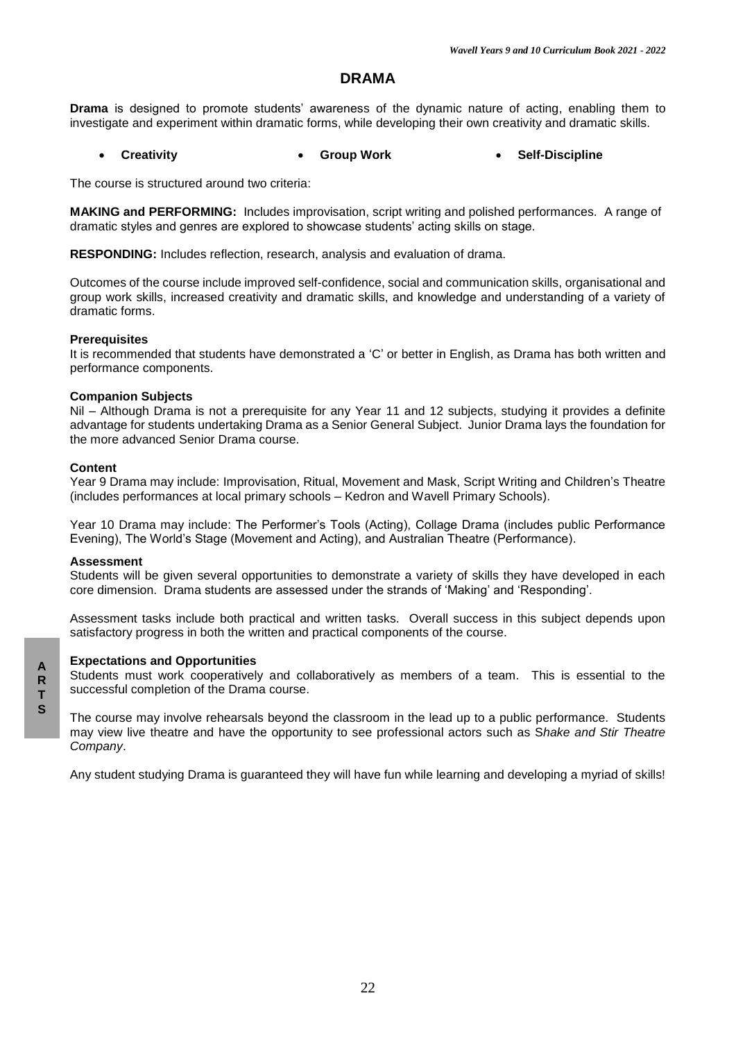# DRAMA

**Drama** is designed to promote students' awareness of the dynamic nature of acting, enabling them to investigate and experiment within dramatic forms, while developing their own creativity and dramatic skills.

- **Creativity**
- **Group Work**
- **Self-Discipline**

The course is structured around two criteria:

**MAKING and PERFORMING:** Includes improvisation, script writing and polished performances. A range of dramatic styles and genres are explored to showcase students' acting skills on stage.

**RESPONDING:** Includes reflection, research, analysis and evaluation of drama.

Outcomes of the course include improved self-confidence, social and communication skills, organisational and group work skills, increased creativity and dramatic skills, and knowledge and understanding of a variety of dramatic forms.

**Prerequisites**
It is recommended that students have demonstrated a 'C' or better in English, as Drama has both written and performance components.

**Companion Subjects**
Nil – Although Drama is not a prerequisite for any Year 11 and 12 subjects, studying it provides a definite advantage for students undertaking Drama as a Senior General Subject. Junior Drama lays the foundation for the more advanced Senior Drama course.

**Content**
Year 9 Drama may include: Improvisation, Ritual, Movement and Mask, Script Writing and Children's Theatre (includes performances at local primary schools – Kedron and Wavell Primary Schools).

Year 10 Drama may include: The Performer's Tools (Acting), Collage Drama (includes public Performance Evening), The World's Stage (Movement and Acting), and Australian Theatre (Performance).

**Assessment**
Students will be given several opportunities to demonstrate a variety of skills they have developed in each core dimension. Drama students are assessed under the strands of 'Making' and 'Responding'.

Assessment tasks include both practical and written tasks. Overall success in this subject depends upon satisfactory progress in both the written and practical components of the course.

**Expectations and Opportunities**
Students must work cooperatively and collaboratively as members of a team. This is essential to the successful completion of the Drama course.

The course may involve rehearsals beyond the classroom in the lead up to a public performance. Students may view live theatre and have the opportunity to see professional actors such as *Shake and Stir Theatre Company*.

Any student studying Drama is guaranteed they will have fun while learning and developing a myriad of skills!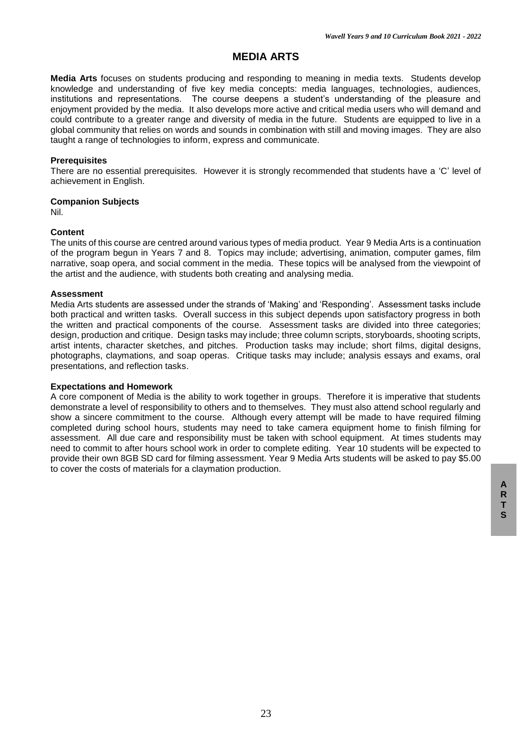# MEDIA ARTS

**Media Arts** focuses on students producing and responding to meaning in media texts. Students develop knowledge and understanding of five key media concepts: media languages, technologies, audiences, institutions and representations. The course deepens a student's understanding of the pleasure and enjoyment provided by the media. It also develops more active and critical media users who will demand and could contribute to a greater range and diversity of media in the future. Students are equipped to live in a global community that relies on words and sounds in combination with still and moving images. They are also taught a range of technologies to inform, express and communicate.

### Prerequisites

There are no essential prerequisites. However it is strongly recommended that students have a 'C' level of achievement in English.

### Companion Subjects

Nil.

### Content

The units of this course are centred around various types of media product. Year 9 Media Arts is a continuation of the program begun in Years 7 and 8. Topics may include; advertising, animation, computer games, film narrative, soap opera, and social comment in the media. These topics will be analysed from the viewpoint of the artist and the audience, with students both creating and analysing media.

### Assessment

Media Arts students are assessed under the strands of 'Making' and 'Responding'. Assessment tasks include both practical and written tasks. Overall success in this subject depends upon satisfactory progress in both the written and practical components of the course. Assessment tasks are divided into three categories; design, production and critique. Design tasks may include; three column scripts, storyboards, shooting scripts, artist intents, character sketches, and pitches. Production tasks may include; short films, digital designs, photographs, claymations, and soap operas. Critique tasks may include; analysis essays and exams, oral presentations, and reflection tasks.

### Expectations and Homework

A core component of Media is the ability to work together in groups. Therefore it is imperative that students demonstrate a level of responsibility to others and to themselves. They must also attend school regularly and show a sincere commitment to the course. Although every attempt will be made to have required filming completed during school hours, students may need to take camera equipment home to finish filming for assessment. All due care and responsibility must be taken with school equipment. At times students may need to commit to after hours school work in order to complete editing. Year 10 students will be expected to provide their own 8GB SD card for filming assessment. Year 9 Media Arts students will be asked to pay $5.00 to cover the costs of materials for a claymation production.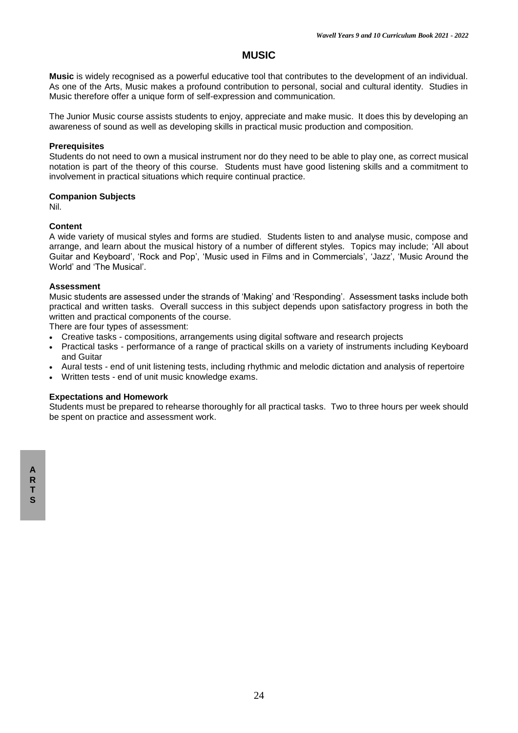# MUSIC

**Music** is widely recognised as a powerful educative tool that contributes to the development of an individual. As one of the Arts, Music makes a profound contribution to personal, social and cultural identity. Studies in Music therefore offer a unique form of self-expression and communication.

The Junior Music course assists students to enjoy, appreciate and make music. It does this by developing an awareness of sound as well as developing skills in practical music production and composition.

**Prerequisites**

Students do not need to own a musical instrument nor do they need to be able to play one, as correct musical notation is part of the theory of this course. Students must have good listening skills and a commitment to involvement in practical situations which require continual practice.

**Companion Subjects**

Nil.

**Content**

A wide variety of musical styles and forms are studied. Students listen to and analyse music, compose and arrange, and learn about the musical history of a number of different styles. Topics may include; 'All about Guitar and Keyboard', 'Rock and Pop', 'Music used in Films and in Commercials', 'Jazz', 'Music Around the World' and 'The Musical'.

**Assessment**

Music students are assessed under the strands of 'Making' and 'Responding'. Assessment tasks include both practical and written tasks. Overall success in this subject depends upon satisfactory progress in both the written and practical components of the course.

There are four types of assessment:

- Creative tasks - compositions, arrangements using digital software and research projects
- Practical tasks - performance of a range of practical skills on a variety of instruments including Keyboard and Guitar
- Aural tests - end of unit listening tests, including rhythmic and melodic dictation and analysis of repertoire
- Written tests - end of unit music knowledge exams.

**Expectations and Homework**

Students must be prepared to rehearse thoroughly for all practical tasks. Two to three hours per week should be spent on practice and assessment work.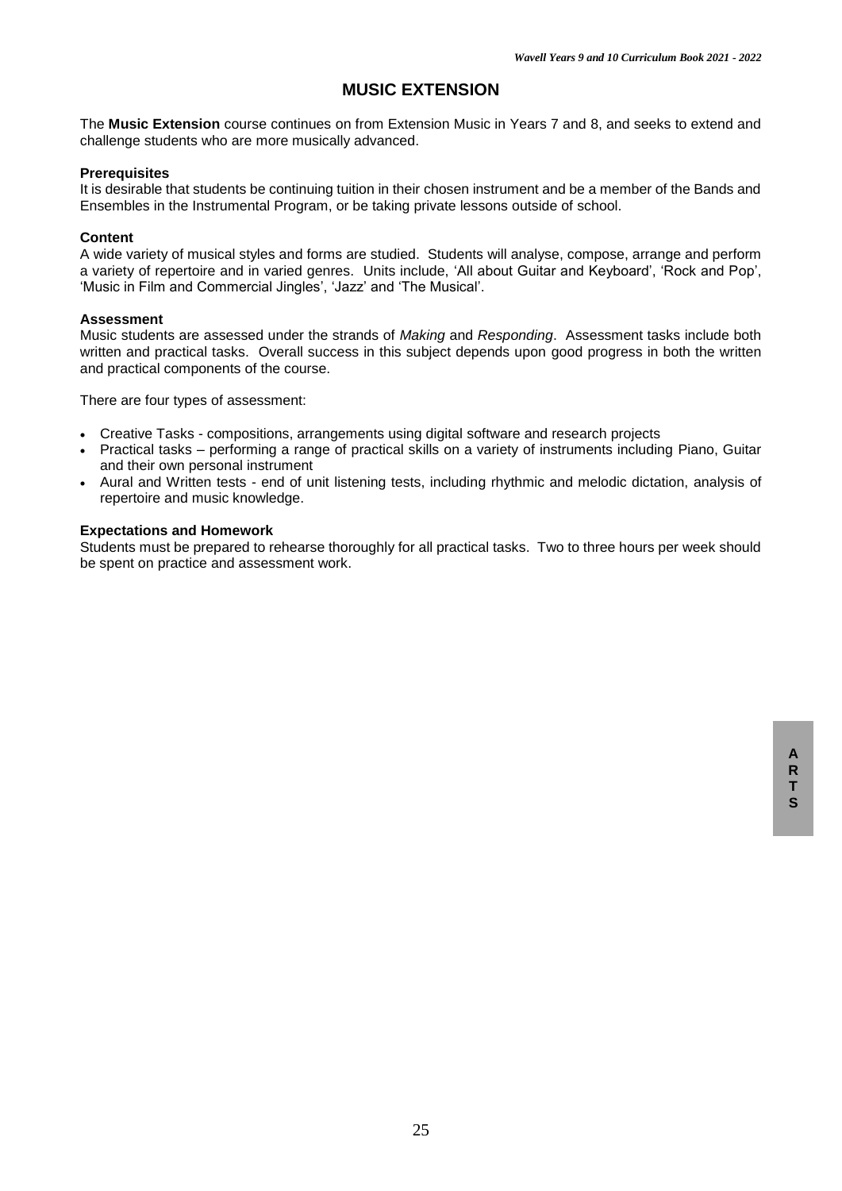# MUSIC EXTENSION

The **Music Extension** course continues on from Extension Music in Years 7 and 8, and seeks to extend and challenge students who are more musically advanced.

**Prerequisites**

It is desirable that students be continuing tuition in their chosen instrument and be a member of the Bands and Ensembles in the Instrumental Program, or be taking private lessons outside of school.

**Content**

A wide variety of musical styles and forms are studied. Students will analyse, compose, arrange and perform a variety of repertoire and in varied genres. Units include, 'All about Guitar and Keyboard', 'Rock and Pop', 'Music in Film and Commercial Jingles', 'Jazz' and 'The Musical'.

**Assessment**

Music students are assessed under the strands of *Making* and *Responding*. Assessment tasks include both written and practical tasks. Overall success in this subject depends upon good progress in both the written and practical components of the course.

There are four types of assessment:

- Creative Tasks - compositions, arrangements using digital software and research projects
- Practical tasks – performing a range of practical skills on a variety of instruments including Piano, Guitar and their own personal instrument
- Aural and Written tests - end of unit listening tests, including rhythmic and melodic dictation, analysis of repertoire and music knowledge.

**Expectations and Homework**

Students must be prepared to rehearse thoroughly for all practical tasks. Two to three hours per week should be spent on practice and assessment work.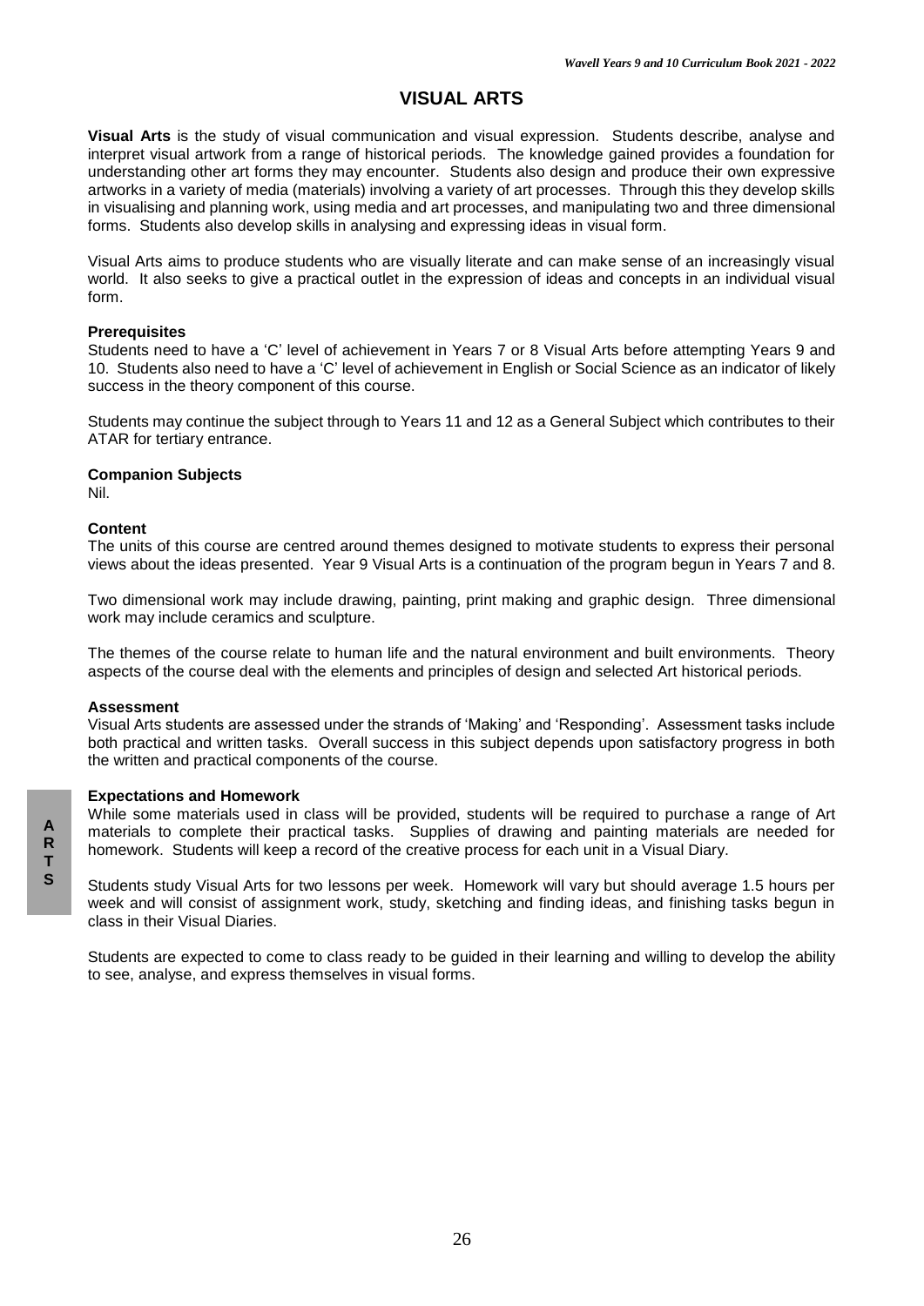# VISUAL ARTS

**Visual Arts** is the study of visual communication and visual expression. Students describe, analyse and interpret visual artwork from a range of historical periods. The knowledge gained provides a foundation for understanding other art forms they may encounter. Students also design and produce their own expressive artworks in a variety of media (materials) involving a variety of art processes. Through this they develop skills in visualising and planning work, using media and art processes, and manipulating two and three dimensional forms. Students also develop skills in analysing and expressing ideas in visual form.

Visual Arts aims to produce students who are visually literate and can make sense of an increasingly visual world. It also seeks to give a practical outlet in the expression of ideas and concepts in an individual visual form.

### Prerequisites

Students need to have a 'C' level of achievement in Years 7 or 8 Visual Arts before attempting Years 9 and 10. Students also need to have a 'C' level of achievement in English or Social Science as an indicator of likely success in the theory component of this course.

Students may continue the subject through to Years 11 and 12 as a General Subject which contributes to their ATAR for tertiary entrance.

### Companion Subjects

Nil.

### Content

The units of this course are centred around themes designed to motivate students to express their personal views about the ideas presented. Year 9 Visual Arts is a continuation of the program begun in Years 7 and 8.

Two dimensional work may include drawing, painting, print making and graphic design. Three dimensional work may include ceramics and sculpture.

The themes of the course relate to human life and the natural environment and built environments. Theory aspects of the course deal with the elements and principles of design and selected Art historical periods.

### Assessment

Visual Arts students are assessed under the strands of 'Making' and 'Responding'. Assessment tasks include both practical and written tasks. Overall success in this subject depends upon satisfactory progress in both the written and practical components of the course.

### Expectations and Homework

While some materials used in class will be provided, students will be required to purchase a range of Art materials to complete their practical tasks. Supplies of drawing and painting materials are needed for homework. Students will keep a record of the creative process for each unit in a Visual Diary.

Students study Visual Arts for two lessons per week. Homework will vary but should average 1.5 hours per week and will consist of assignment work, study, sketching and finding ideas, and finishing tasks begun in class in their Visual Diaries.

Students are expected to come to class ready to be guided in their learning and willing to develop the ability to see, analyse, and express themselves in visual forms.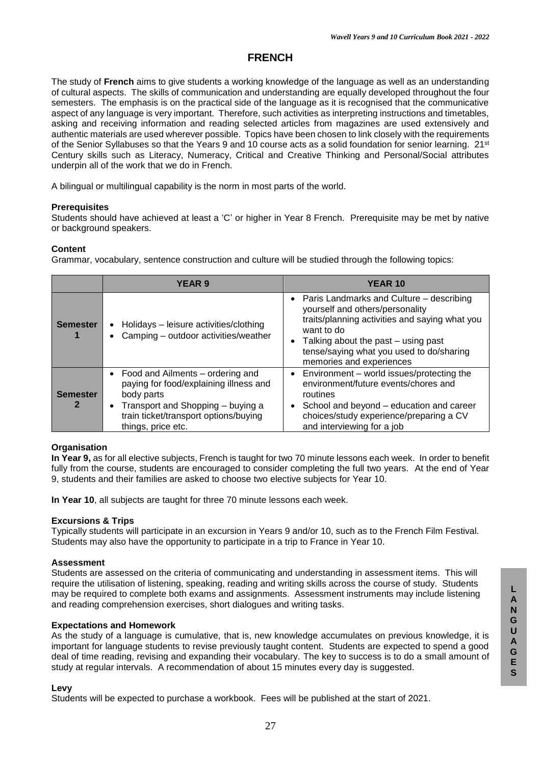# FRENCH

The study of **French** aims to give students a working knowledge of the language as well as an understanding of cultural aspects. The skills of communication and understanding are equally developed throughout the four semesters. The emphasis is on the practical side of the language as it is recognised that the communicative aspect of any language is very important. Therefore, such activities as interpreting instructions and timetables, asking and receiving information and reading selected articles from magazines are used extensively and authentic materials are used wherever possible. Topics have been chosen to link closely with the requirements of the Senior Syllabuses so that the Years 9 and 10 course acts as a solid foundation for senior learning. 21st Century skills such as Literacy, Numeracy, Critical and Creative Thinking and Personal/Social attributes underpin all of the work that we do in French.

A bilingual or multilingual capability is the norm in most parts of the world.

### Prerequisites

Students should have achieved at least a 'C' or higher in Year 8 French. Prerequisite may be met by native or background speakers.

### Content

Grammar, vocabulary, sentence construction and culture will be studied through the following topics:

| | YEAR 9 | YEAR 10 |
|---|---|---|
| **Semester 1** | • Holidays – leisure activities/clothing<br>• Camping – outdoor activities/weather | • Paris Landmarks and Culture – describing yourself and others/personality traits/planning activities and saying what you want to do<br>• Talking about the past – using past tense/saying what you used to do/sharing memories and experiences |
| **Semester 2** | • Food and Ailments – ordering and paying for food/explaining illness and body parts<br>• Transport and Shopping – buying a train ticket/transport options/buying things, price etc. | • Environment – world issues/protecting the environment/future events/chores and routines<br>• School and beyond – education and career choices/study experience/preparing a CV and interviewing for a job |

### Organisation

**In Year 9,** as for all elective subjects, French is taught for two 70 minute lessons each week. In order to benefit fully from the course, students are encouraged to consider completing the full two years. At the end of Year 9, students and their families are asked to choose two elective subjects for Year 10.

**In Year 10**, all subjects are taught for three 70 minute lessons each week.

### Excursions & Trips

Typically students will participate in an excursion in Years 9 and/or 10, such as to the French Film Festival. Students may also have the opportunity to participate in a trip to France in Year 10.

### Assessment

Students are assessed on the criteria of communicating and understanding in assessment items. This will require the utilisation of listening, speaking, reading and writing skills across the course of study. Students may be required to complete both exams and assignments. Assessment instruments may include listening and reading comprehension exercises, short dialogues and writing tasks.

### Expectations and Homework

As the study of a language is cumulative, that is, new knowledge accumulates on previous knowledge, it is important for language students to revise previously taught content. Students are expected to spend a good deal of time reading, revising and expanding their vocabulary. The key to success is to do a small amount of study at regular intervals. A recommendation of about 15 minutes every day is suggested.

### Levy

Students will be expected to purchase a workbook. Fees will be published at the start of 2021.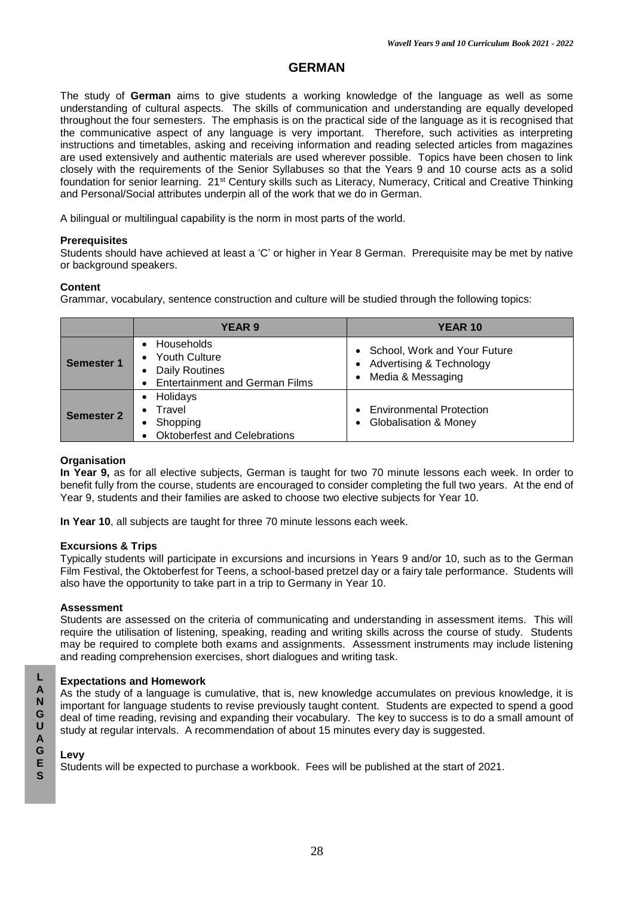# GERMAN

The study of **German** aims to give students a working knowledge of the language as well as some understanding of cultural aspects. The skills of communication and understanding are equally developed throughout the four semesters. The emphasis is on the practical side of the language as it is recognised that the communicative aspect of any language is very important. Therefore, such activities as interpreting instructions and timetables, asking and receiving information and reading selected articles from magazines are used extensively and authentic materials are used wherever possible. Topics have been chosen to link closely with the requirements of the Senior Syllabuses so that the Years 9 and 10 course acts as a solid foundation for senior learning. 21st Century skills such as Literacy, Numeracy, Critical and Creative Thinking and Personal/Social attributes underpin all of the work that we do in German.

A bilingual or multilingual capability is the norm in most parts of the world.

**Prerequisites**

Students should have achieved at least a 'C' or higher in Year 8 German. Prerequisite may be met by native or background speakers.

**Content**

Grammar, vocabulary, sentence construction and culture will be studied through the following topics:

| | YEAR 9 | YEAR 10 |
|---|---|---|
| **Semester 1** | • Households<br>• Youth Culture<br>• Daily Routines<br>• Entertainment and German Films | • School, Work and Your Future<br>• Advertising & Technology<br>• Media & Messaging |
| **Semester 2** | • Holidays<br>• Travel<br>• Shopping<br>• Oktoberfest and Celebrations | • Environmental Protection<br>• Globalisation & Money |

**Organisation**

**In Year 9,** as for all elective subjects, German is taught for two 70 minute lessons each week. In order to benefit fully from the course, students are encouraged to consider completing the full two years. At the end of Year 9, students and their families are asked to choose two elective subjects for Year 10.

**In Year 10**, all subjects are taught for three 70 minute lessons each week.

**Excursions & Trips**

Typically students will participate in excursions and incursions in Years 9 and/or 10, such as to the German Film Festival, the Oktoberfest for Teens, a school-based pretzel day or a fairy tale performance. Students will also have the opportunity to take part in a trip to Germany in Year 10.

**Assessment**

Students are assessed on the criteria of communicating and understanding in assessment items. This will require the utilisation of listening, speaking, reading and writing skills across the course of study. Students may be required to complete both exams and assignments. Assessment instruments may include listening and reading comprehension exercises, short dialogues and writing task.

**Expectations and Homework**

As the study of a language is cumulative, that is, new knowledge accumulates on previous knowledge, it is important for language students to revise previously taught content. Students are expected to spend a good deal of time reading, revising and expanding their vocabulary. The key to success is to do a small amount of study at regular intervals. A recommendation of about 15 minutes every day is suggested.

**Levy**

Students will be expected to purchase a workbook. Fees will be published at the start of 2021.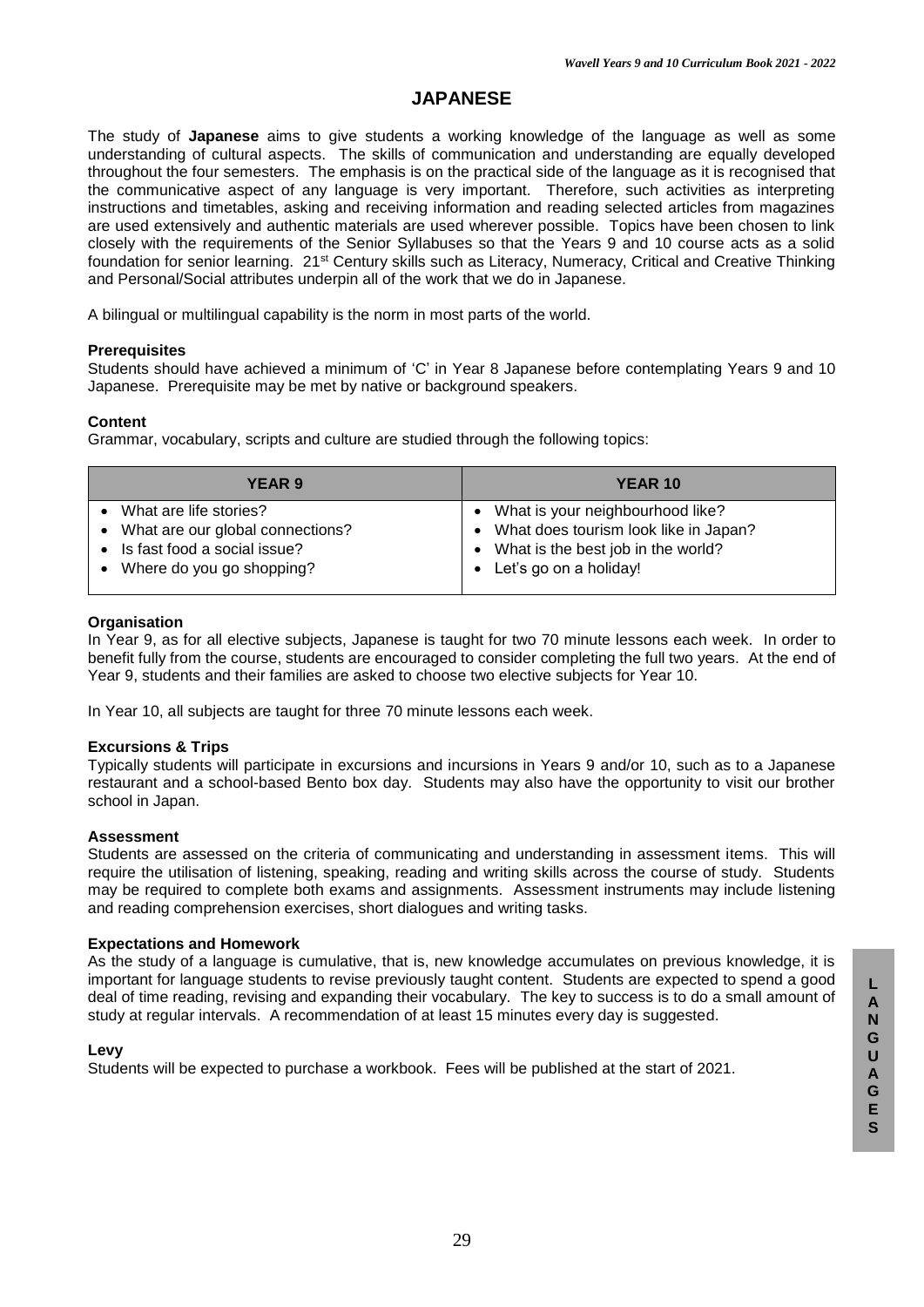# JAPANESE

The study of **Japanese** aims to give students a working knowledge of the language as well as some understanding of cultural aspects. The skills of communication and understanding are equally developed throughout the four semesters. The emphasis is on the practical side of the language as it is recognised that the communicative aspect of any language is very important. Therefore, such activities as interpreting instructions and timetables, asking and receiving information and reading selected articles from magazines are used extensively and authentic materials are used wherever possible. Topics have been chosen to link closely with the requirements of the Senior Syllabuses so that the Years 9 and 10 course acts as a solid foundation for senior learning. 21st Century skills such as Literacy, Numeracy, Critical and Creative Thinking and Personal/Social attributes underpin all of the work that we do in Japanese.

A bilingual or multilingual capability is the norm in most parts of the world.

### Prerequisites

Students should have achieved a minimum of 'C' in Year 8 Japanese before contemplating Years 9 and 10 Japanese. Prerequisite may be met by native or background speakers.

### Content

Grammar, vocabulary, scripts and culture are studied through the following topics:

| YEAR 9 | YEAR 10 |
| --- | --- |
| • What are life stories?<br>• What are our global connections?<br>• Is fast food a social issue?<br>• Where do you go shopping? | • What is your neighbourhood like?<br>• What does tourism look like in Japan?<br>• What is the best job in the world?<br>• Let's go on a holiday! |

### Organisation

In Year 9, as for all elective subjects, Japanese is taught for two 70 minute lessons each week. In order to benefit fully from the course, students are encouraged to consider completing the full two years. At the end of Year 9, students and their families are asked to choose two elective subjects for Year 10.

In Year 10, all subjects are taught for three 70 minute lessons each week.

### Excursions & Trips

Typically students will participate in excursions and incursions in Years 9 and/or 10, such as to a Japanese restaurant and a school-based Bento box day. Students may also have the opportunity to visit our brother school in Japan.

### Assessment

Students are assessed on the criteria of communicating and understanding in assessment items. This will require the utilisation of listening, speaking, reading and writing skills across the course of study. Students may be required to complete both exams and assignments. Assessment instruments may include listening and reading comprehension exercises, short dialogues and writing tasks.

### Expectations and Homework

As the study of a language is cumulative, that is, new knowledge accumulates on previous knowledge, it is important for language students to revise previously taught content. Students are expected to spend a good deal of time reading, revising and expanding their vocabulary. The key to success is to do a small amount of study at regular intervals. A recommendation of at least 15 minutes every day is suggested.

### Levy

Students will be expected to purchase a workbook. Fees will be published at the start of 2021.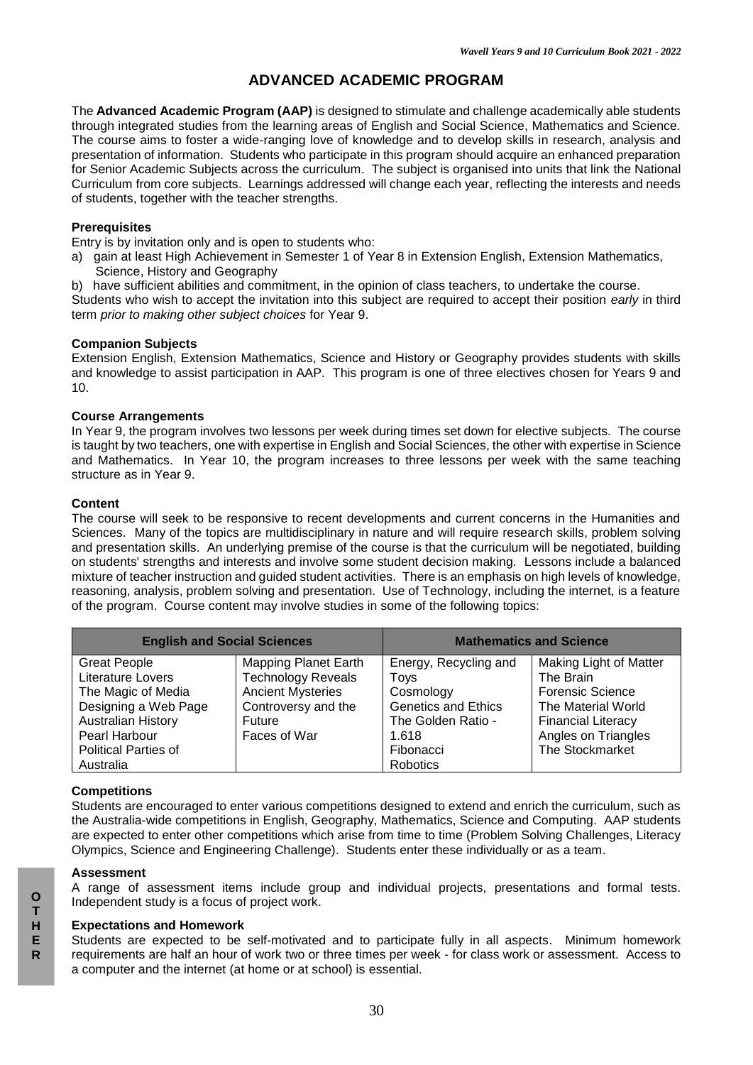# ADVANCED ACADEMIC PROGRAM

The **Advanced Academic Program (AAP)** is designed to stimulate and challenge academically able students through integrated studies from the learning areas of English and Social Science, Mathematics and Science. The course aims to foster a wide-ranging love of knowledge and to develop skills in research, analysis and presentation of information. Students who participate in this program should acquire an enhanced preparation for Senior Academic Subjects across the curriculum. The subject is organised into units that link the National Curriculum from core subjects. Learnings addressed will change each year, reflecting the interests and needs of students, together with the teacher strengths.

**Prerequisites**

Entry is by invitation only and is open to students who:

a) gain at least High Achievement in Semester 1 of Year 8 in Extension English, Extension Mathematics, Science, History and Geography

b) have sufficient abilities and commitment, in the opinion of class teachers, to undertake the course.

Students who wish to accept the invitation into this subject are required to accept their position *early* in third term *prior to making other subject choices* for Year 9.

**Companion Subjects**

Extension English, Extension Mathematics, Science and History or Geography provides students with skills and knowledge to assist participation in AAP. This program is one of three electives chosen for Years 9 and 10.

**Course Arrangements**

In Year 9, the program involves two lessons per week during times set down for elective subjects. The course is taught by two teachers, one with expertise in English and Social Sciences, the other with expertise in Science and Mathematics. In Year 10, the program increases to three lessons per week with the same teaching structure as in Year 9.

**Content**

The course will seek to be responsive to recent developments and current concerns in the Humanities and Sciences. Many of the topics are multidisciplinary in nature and will require research skills, problem solving and presentation skills. An underlying premise of the course is that the curriculum will be negotiated, building on students' strengths and interests and involve some student decision making. Lessons include a balanced mixture of teacher instruction and guided student activities. There is an emphasis on high levels of knowledge, reasoning, analysis, problem solving and presentation. Use of Technology, including the internet, is a feature of the program. Course content may involve studies in some of the following topics:

| English and Social Sciences | | Mathematics and Science | |
|---|---|---|---|
| Great People<br>Literature Lovers<br>The Magic of Media<br>Designing a Web Page<br>Australian History<br>Pearl Harbour<br>Political Parties of Australia | Mapping Planet Earth<br>Technology Reveals<br>Ancient Mysteries<br>Controversy and the Future<br>Faces of War | Energy, Recycling and Toys<br>Cosmology<br>Genetics and Ethics<br>The Golden Ratio - 1.618<br>Fibonacci<br>Robotics | Making Light of Matter<br>The Brain<br>Forensic Science<br>The Material World<br>Financial Literacy<br>Angles on Triangles<br>The Stockmarket |

**Competitions**

Students are encouraged to enter various competitions designed to extend and enrich the curriculum, such as the Australia-wide competitions in English, Geography, Mathematics, Science and Computing. AAP students are expected to enter other competitions which arise from time to time (Problem Solving Challenges, Literacy Olympics, Science and Engineering Challenge). Students enter these individually or as a team.

**Assessment**

A range of assessment items include group and individual projects, presentations and formal tests. Independent study is a focus of project work.

**Expectations and Homework**

Students are expected to be self-motivated and to participate fully in all aspects. Minimum homework requirements are half an hour of work two or three times per week - for class work or assessment. Access to a computer and the internet (at home or at school) is essential.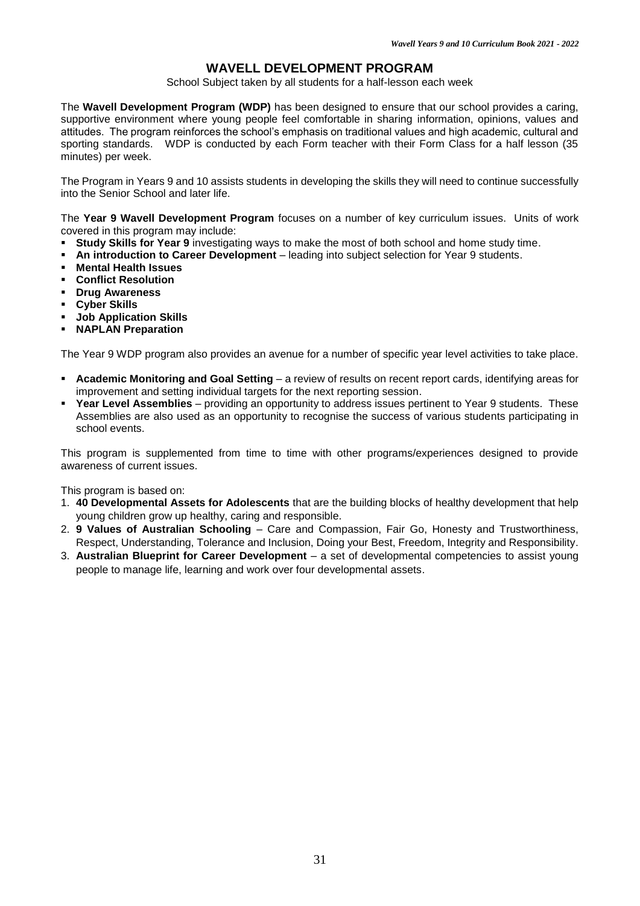# WAVELL DEVELOPMENT PROGRAM

School Subject taken by all students for a half-lesson each week

The **Wavell Development Program (WDP)** has been designed to ensure that our school provides a caring, supportive environment where young people feel comfortable in sharing information, opinions, values and attitudes. The program reinforces the school's emphasis on traditional values and high academic, cultural and sporting standards. WDP is conducted by each Form teacher with their Form Class for a half lesson (35 minutes) per week.

The Program in Years 9 and 10 assists students in developing the skills they will need to continue successfully into the Senior School and later life.

The **Year 9 Wavell Development Program** focuses on a number of key curriculum issues. Units of work covered in this program may include:

- **Study Skills for Year 9** investigating ways to make the most of both school and home study time.
- **An introduction to Career Development** – leading into subject selection for Year 9 students.
- **Mental Health Issues**
- **Conflict Resolution**
- **Drug Awareness**
- **Cyber Skills**
- **Job Application Skills**
- **NAPLAN Preparation**

The Year 9 WDP program also provides an avenue for a number of specific year level activities to take place.

- **Academic Monitoring and Goal Setting** – a review of results on recent report cards, identifying areas for improvement and setting individual targets for the next reporting session.
- **Year Level Assemblies** – providing an opportunity to address issues pertinent to Year 9 students. These Assemblies are also used as an opportunity to recognise the success of various students participating in school events.

This program is supplemented from time to time with other programs/experiences designed to provide awareness of current issues.

This program is based on:

1. **40 Developmental Assets for Adolescents** that are the building blocks of healthy development that help young children grow up healthy, caring and responsible.
2. **9 Values of Australian Schooling** – Care and Compassion, Fair Go, Honesty and Trustworthiness, Respect, Understanding, Tolerance and Inclusion, Doing your Best, Freedom, Integrity and Responsibility.
3. **Australian Blueprint for Career Development** – a set of developmental competencies to assist young people to manage life, learning and work over four developmental assets.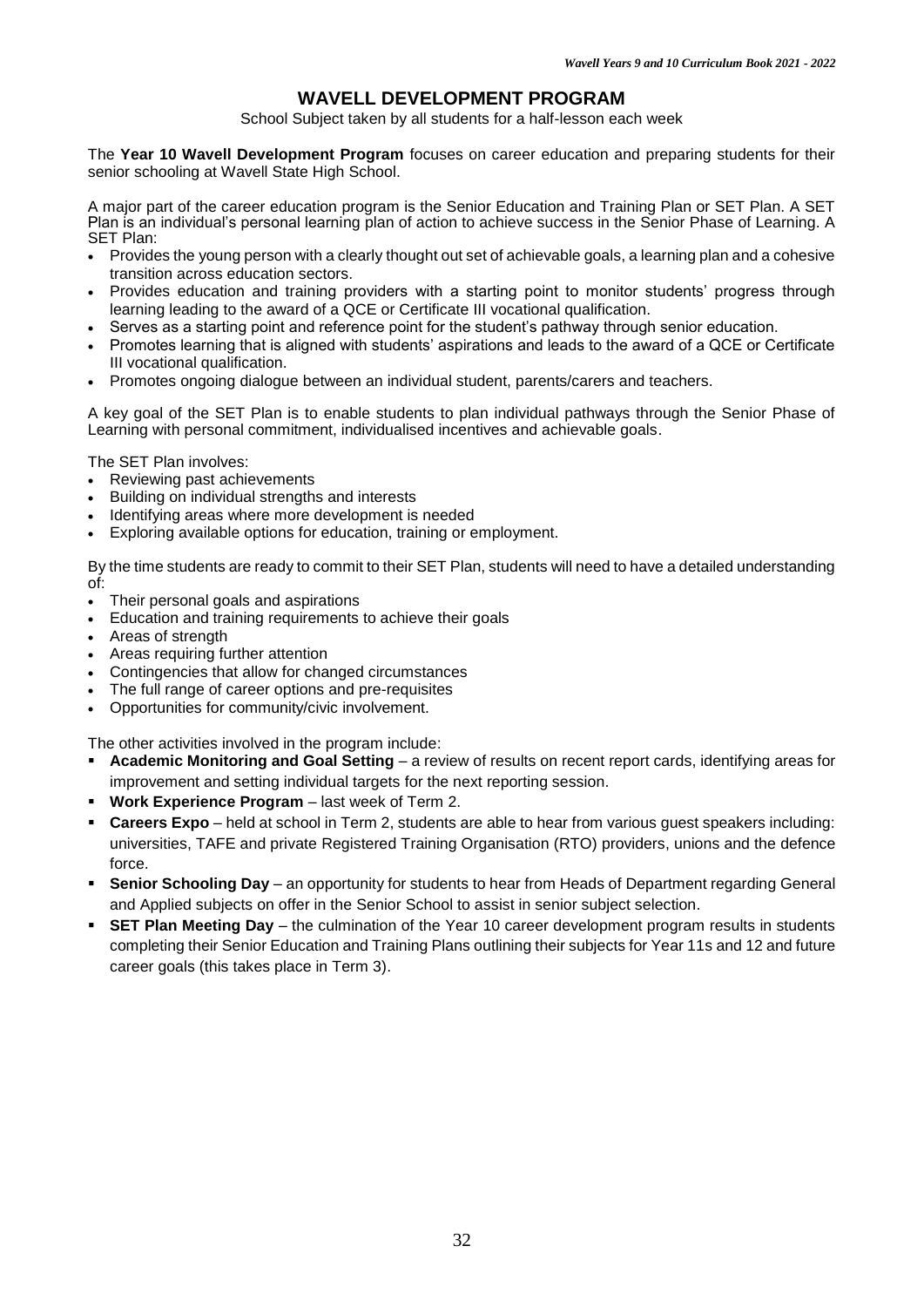# WAVELL DEVELOPMENT PROGRAM

School Subject taken by all students for a half-lesson each week

The **Year 10 Wavell Development Program** focuses on career education and preparing students for their senior schooling at Wavell State High School.

A major part of the career education program is the Senior Education and Training Plan or SET Plan. A SET Plan is an individual's personal learning plan of action to achieve success in the Senior Phase of Learning. A SET Plan:

- Provides the young person with a clearly thought out set of achievable goals, a learning plan and a cohesive transition across education sectors.
- Provides education and training providers with a starting point to monitor students' progress through learning leading to the award of a QCE or Certificate III vocational qualification.
- Serves as a starting point and reference point for the student's pathway through senior education.
- Promotes learning that is aligned with students' aspirations and leads to the award of a QCE or Certificate III vocational qualification.
- Promotes ongoing dialogue between an individual student, parents/carers and teachers.

A key goal of the SET Plan is to enable students to plan individual pathways through the Senior Phase of Learning with personal commitment, individualised incentives and achievable goals.

The SET Plan involves:

- Reviewing past achievements
- Building on individual strengths and interests
- Identifying areas where more development is needed
- Exploring available options for education, training or employment.

By the time students are ready to commit to their SET Plan, students will need to have a detailed understanding of:

- Their personal goals and aspirations
- Education and training requirements to achieve their goals
- Areas of strength
- Areas requiring further attention
- Contingencies that allow for changed circumstances
- The full range of career options and pre-requisites
- Opportunities for community/civic involvement.

The other activities involved in the program include:

- **Academic Monitoring and Goal Setting** – a review of results on recent report cards, identifying areas for improvement and setting individual targets for the next reporting session.
- **Work Experience Program** – last week of Term 2.
- **Careers Expo** – held at school in Term 2, students are able to hear from various guest speakers including: universities, TAFE and private Registered Training Organisation (RTO) providers, unions and the defence force.
- **Senior Schooling Day** – an opportunity for students to hear from Heads of Department regarding General and Applied subjects on offer in the Senior School to assist in senior subject selection.
- **SET Plan Meeting Day** – the culmination of the Year 10 career development program results in students completing their Senior Education and Training Plans outlining their subjects for Year 11s and 12 and future career goals (this takes place in Term 3).